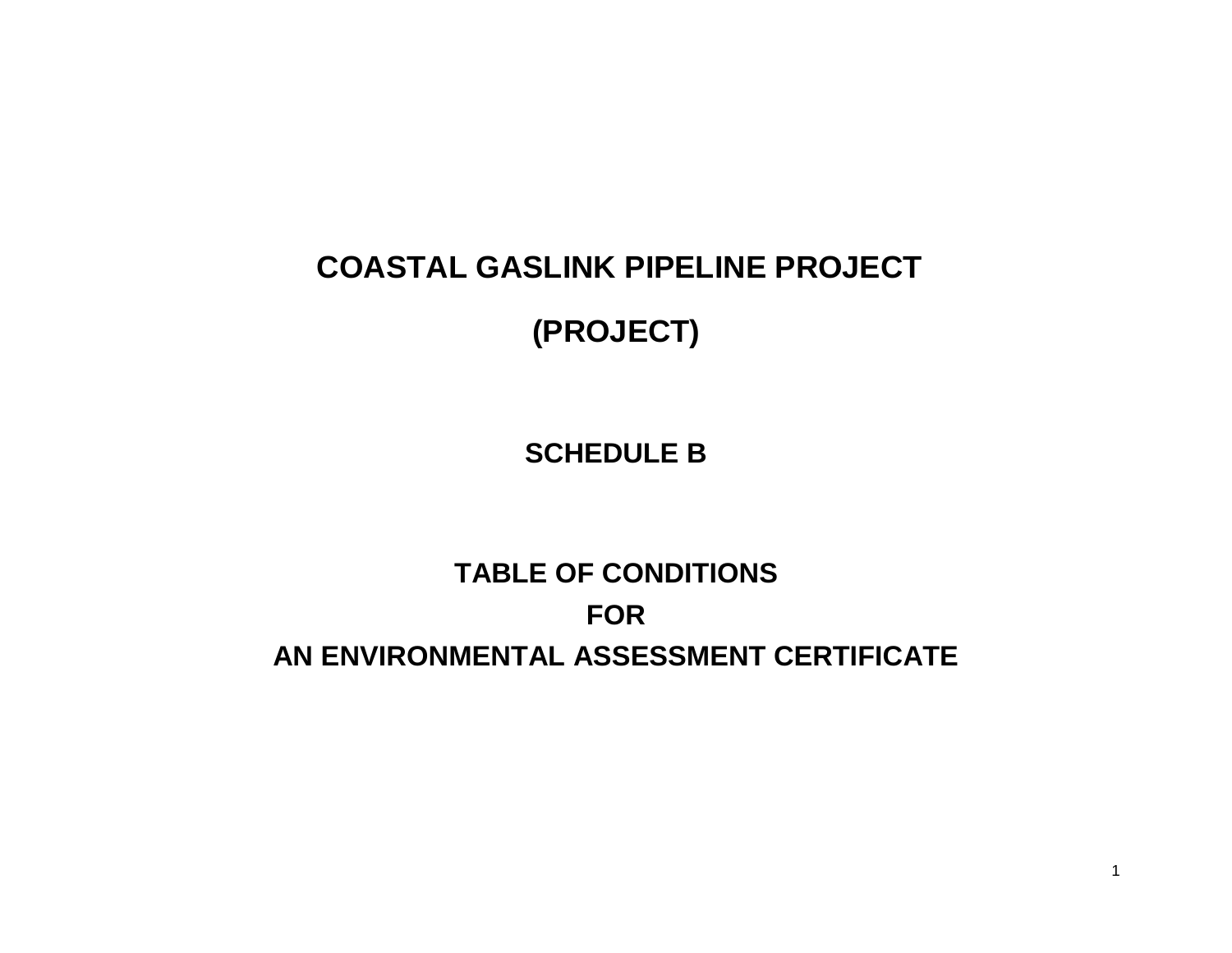# COASTAL GASLINK PIPELINE PROJECT

# (PROJECT)

## SCHEDULE B

## TABLE OF CONDITIONS
## FOR
## AN ENVIRONMENTAL ASSESSMENT CERTIFICATE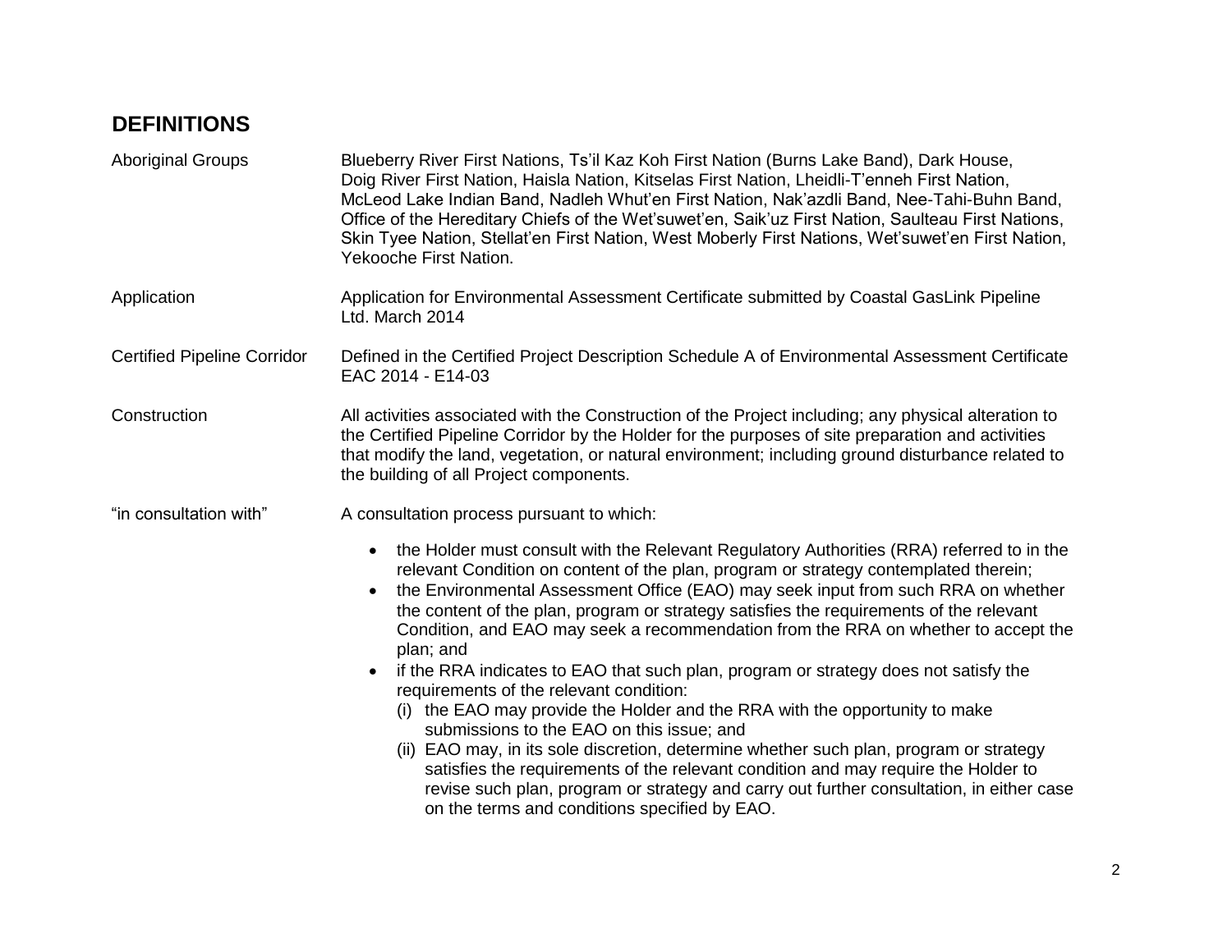## DEFINITIONS

| | |
|---|---|
| Aboriginal Groups | Blueberry River First Nations, Ts'il Kaz Koh First Nation (Burns Lake Band), Dark House, Doig River First Nation, Haisla Nation, Kitselas First Nation, Lheidli-T'enneh First Nation, McLeod Lake Indian Band, Nadleh Whut'en First Nation, Nak'azdli Band, Nee-Tahi-Buhn Band, Office of the Hereditary Chiefs of the Wet'suwet'en, Saik'uz First Nation, Saulteau First Nations, Skin Tyee Nation, Stellat'en First Nation, West Moberly First Nations, Wet'suwet'en First Nation, Yekooche First Nation. |
| Application | Application for Environmental Assessment Certificate submitted by Coastal GasLink Pipeline Ltd. March 2014 |
| Certified Pipeline Corridor | Defined in the Certified Project Description Schedule A of Environmental Assessment Certificate EAC 2014 - E14-03 |
| Construction | All activities associated with the Construction of the Project including; any physical alteration to the Certified Pipeline Corridor by the Holder for the purposes of site preparation and activities that modify the land, vegetation, or natural environment; including ground disturbance related to the building of all Project components. |

"in consultation with" — A consultation process pursuant to which:

- the Holder must consult with the Relevant Regulatory Authorities (RRA) referred to in the relevant Condition on content of the plan, program or strategy contemplated therein;
- the Environmental Assessment Office (EAO) may seek input from such RRA on whether the content of the plan, program or strategy satisfies the requirements of the relevant Condition, and EAO may seek a recommendation from the RRA on whether to accept the plan; and
- if the RRA indicates to EAO that such plan, program or strategy does not satisfy the requirements of the relevant condition:
  - (i) the EAO may provide the Holder and the RRA with the opportunity to make submissions to the EAO on this issue; and
  - (ii) EAO may, in its sole discretion, determine whether such plan, program or strategy satisfies the requirements of the relevant condition and may require the Holder to revise such plan, program or strategy and carry out further consultation, in either case on the terms and conditions specified by EAO.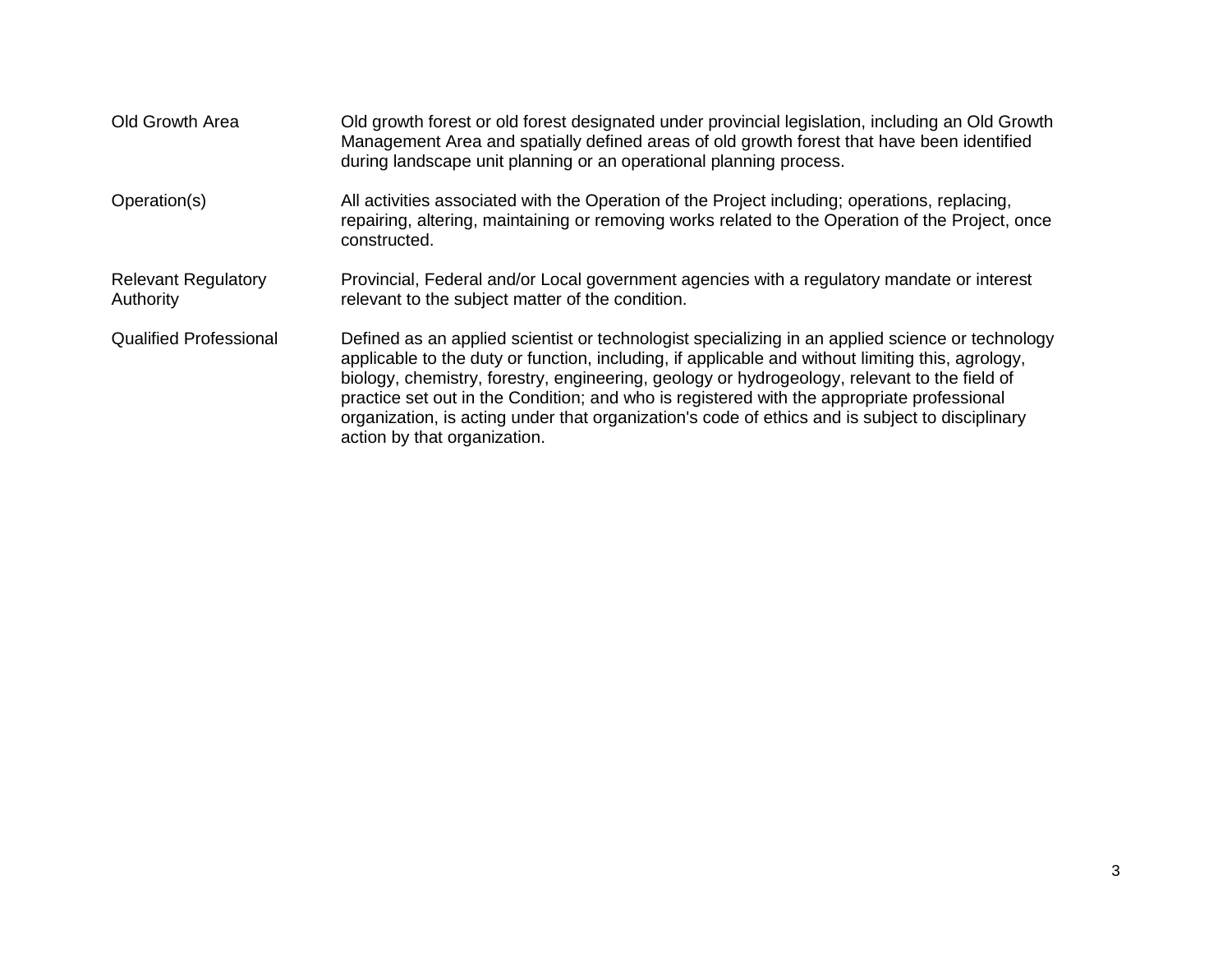| | |
|---|---|
| Old Growth Area | Old growth forest or old forest designated under provincial legislation, including an Old Growth Management Area and spatially defined areas of old growth forest that have been identified during landscape unit planning or an operational planning process. |
| Operation(s) | All activities associated with the Operation of the Project including; operations, replacing, repairing, altering, maintaining or removing works related to the Operation of the Project, once constructed. |
| Relevant Regulatory Authority | Provincial, Federal and/or Local government agencies with a regulatory mandate or interest relevant to the subject matter of the condition. |
| Qualified Professional | Defined as an applied scientist or technologist specializing in an applied science or technology applicable to the duty or function, including, if applicable and without limiting this, agrology, biology, chemistry, forestry, engineering, geology or hydrogeology, relevant to the field of practice set out in the Condition; and who is registered with the appropriate professional organization, is acting under that organization's code of ethics and is subject to disciplinary action by that organization. |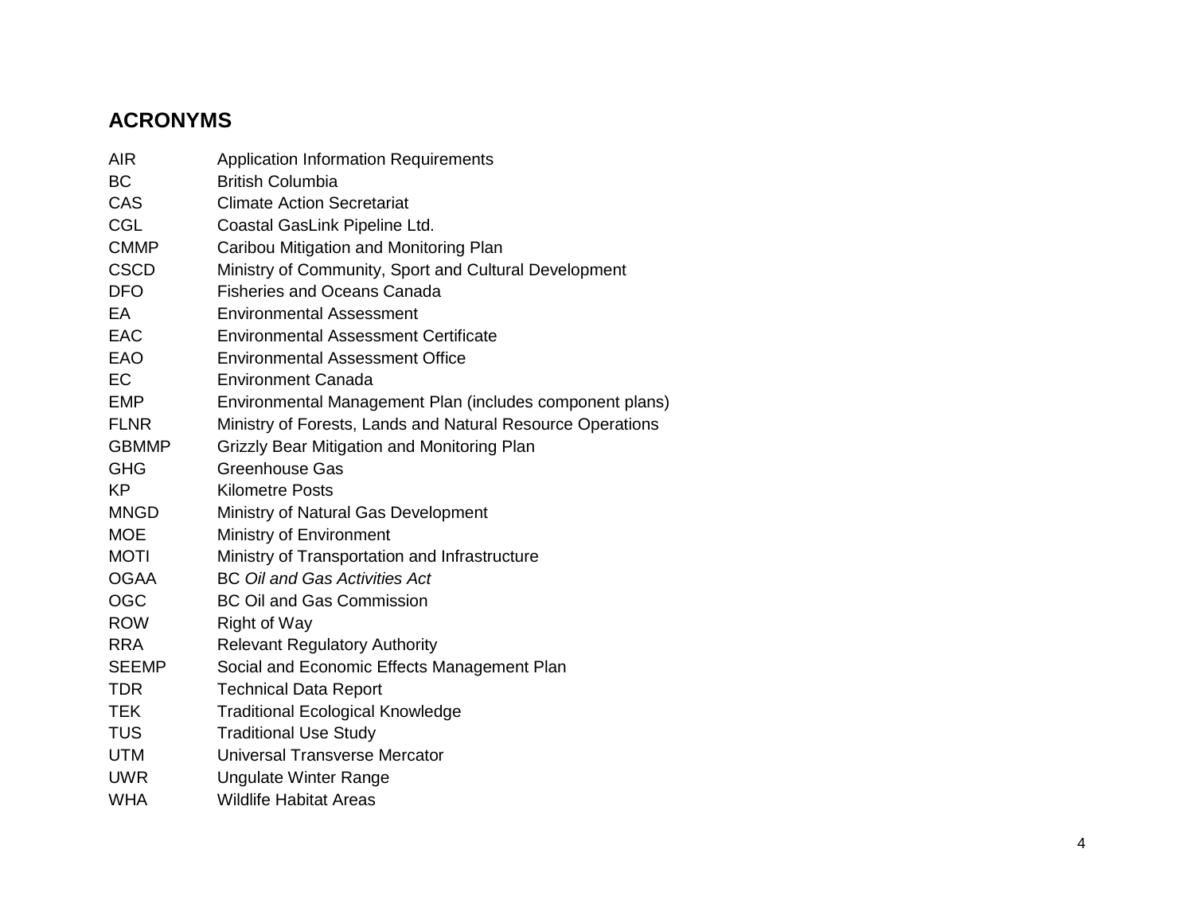## ACRONYMS

| | |
|---|---|
| AIR | Application Information Requirements |
| BC | British Columbia |
| CAS | Climate Action Secretariat |
| CGL | Coastal GasLink Pipeline Ltd. |
| CMMP | Caribou Mitigation and Monitoring Plan |
| CSCD | Ministry of Community, Sport and Cultural Development |
| DFO | Fisheries and Oceans Canada |
| EA | Environmental Assessment |
| EAC | Environmental Assessment Certificate |
| EAO | Environmental Assessment Office |
| EC | Environment Canada |
| EMP | Environmental Management Plan (includes component plans) |
| FLNR | Ministry of Forests, Lands and Natural Resource Operations |
| GBMMP | Grizzly Bear Mitigation and Monitoring Plan |
| GHG | Greenhouse Gas |
| KP | Kilometre Posts |
| MNGD | Ministry of Natural Gas Development |
| MOE | Ministry of Environment |
| MOTI | Ministry of Transportation and Infrastructure |
| OGAA | BC *Oil and Gas Activities Act* |
| OGC | BC Oil and Gas Commission |
| ROW | Right of Way |
| RRA | Relevant Regulatory Authority |
| SEEMP | Social and Economic Effects Management Plan |
| TDR | Technical Data Report |
| TEK | Traditional Ecological Knowledge |
| TUS | Traditional Use Study |
| UTM | Universal Transverse Mercator |
| UWR | Ungulate Winter Range |
| WHA | Wildlife Habitat Areas |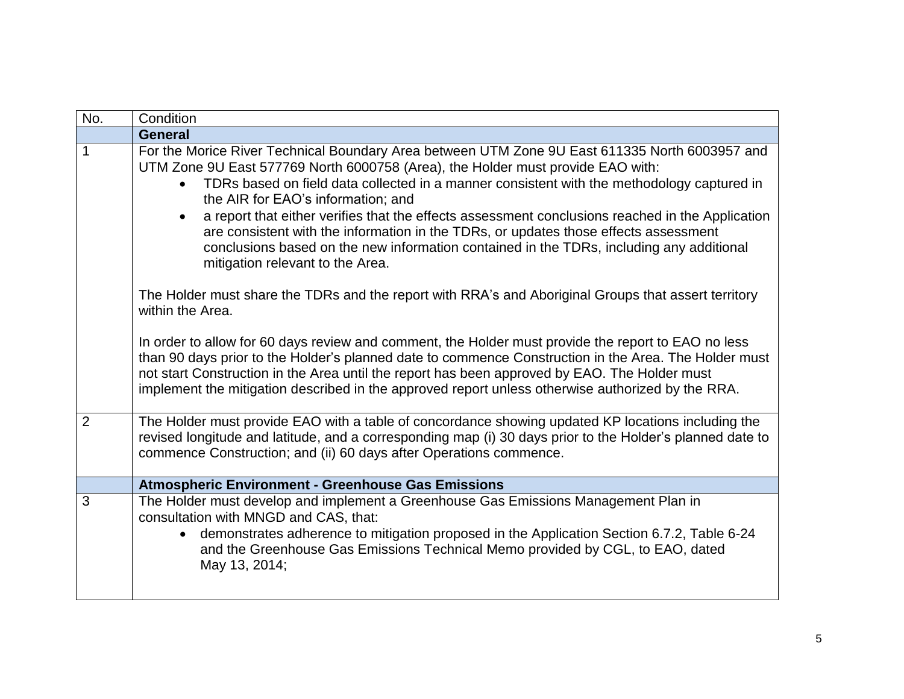| No. | Condition |
|---|---|
| | **General** |
| 1 | For the Morice River Technical Boundary Area between UTM Zone 9U East 611335 North 6003957 and UTM Zone 9U East 577769 North 6000758 (Area), the Holder must provide EAO with:<br>• TDRs based on field data collected in a manner consistent with the methodology captured in the AIR for EAO's information; and<br>• a report that either verifies that the effects assessment conclusions reached in the Application are consistent with the information in the TDRs, or updates those effects assessment conclusions based on the new information contained in the TDRs, including any additional mitigation relevant to the Area.<br><br>The Holder must share the TDRs and the report with RRA's and Aboriginal Groups that assert territory within the Area.<br><br>In order to allow for 60 days review and comment, the Holder must provide the report to EAO no less than 90 days prior to the Holder's planned date to commence Construction in the Area. The Holder must not start Construction in the Area until the report has been approved by EAO. The Holder must implement the mitigation described in the approved report unless otherwise authorized by the RRA. |
| 2 | The Holder must provide EAO with a table of concordance showing updated KP locations including the revised longitude and latitude, and a corresponding map (i) 30 days prior to the Holder's planned date to commence Construction; and (ii) 60 days after Operations commence. |
| | **Atmospheric Environment - Greenhouse Gas Emissions** |
| 3 | The Holder must develop and implement a Greenhouse Gas Emissions Management Plan in consultation with MNGD and CAS, that:<br>• demonstrates adherence to mitigation proposed in the Application Section 6.7.2, Table 6-24 and the Greenhouse Gas Emissions Technical Memo provided by CGL, to EAO, dated May 13, 2014; |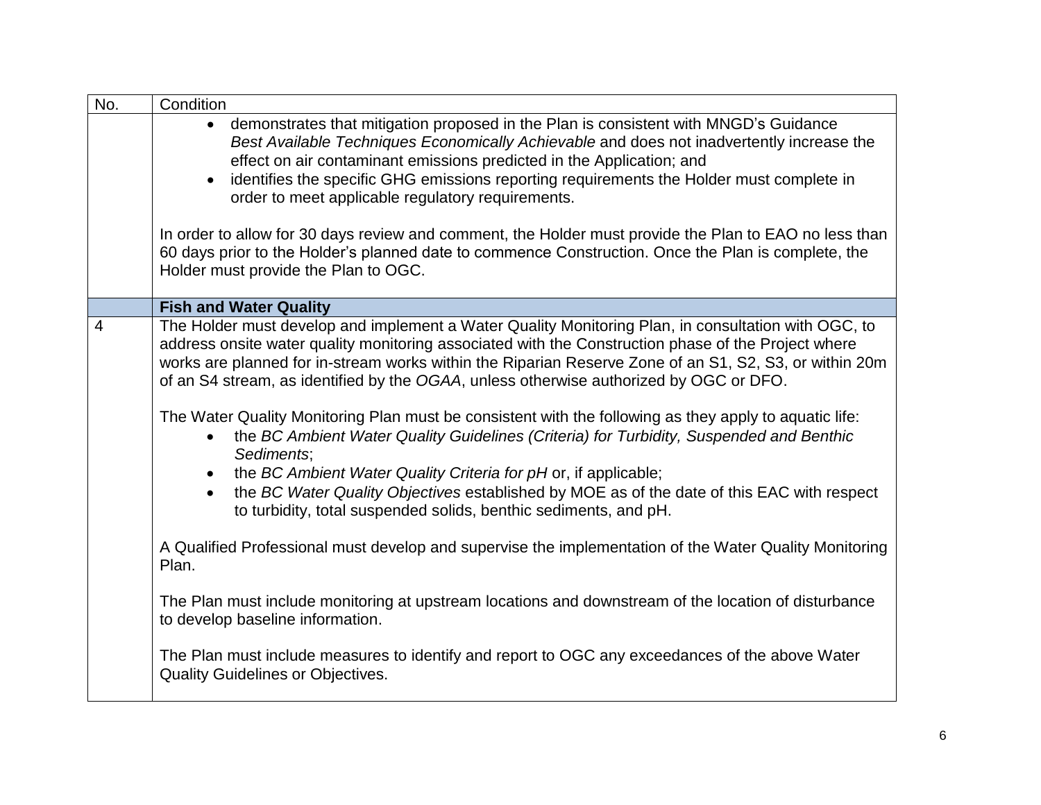| No. | Condition |
| --- | --- |
| | • demonstrates that mitigation proposed in the Plan is consistent with MNGD's Guidance *Best Available Techniques Economically Achievable* and does not inadvertently increase the effect on air contaminant emissions predicted in the Application; and<br>• identifies the specific GHG emissions reporting requirements the Holder must complete in order to meet applicable regulatory requirements.<br><br>In order to allow for 30 days review and comment, the Holder must provide the Plan to EAO no less than 60 days prior to the Holder's planned date to commence Construction. Once the Plan is complete, the Holder must provide the Plan to OGC. |
| | **Fish and Water Quality** |
| 4 | The Holder must develop and implement a Water Quality Monitoring Plan, in consultation with OGC, to address onsite water quality monitoring associated with the Construction phase of the Project where works are planned for in-stream works within the Riparian Reserve Zone of an S1, S2, S3, or within 20m of an S4 stream, as identified by the *OGAA*, unless otherwise authorized by OGC or DFO.<br><br>The Water Quality Monitoring Plan must be consistent with the following as they apply to aquatic life:<br>• the *BC Ambient Water Quality Guidelines (Criteria) for Turbidity, Suspended and Benthic Sediments*;<br>• the *BC Ambient Water Quality Criteria for pH* or, if applicable;<br>• the *BC Water Quality Objectives* established by MOE as of the date of this EAC with respect to turbidity, total suspended solids, benthic sediments, and pH.<br><br>A Qualified Professional must develop and supervise the implementation of the Water Quality Monitoring Plan.<br><br>The Plan must include monitoring at upstream locations and downstream of the location of disturbance to develop baseline information.<br><br>The Plan must include measures to identify and report to OGC any exceedances of the above Water Quality Guidelines or Objectives. |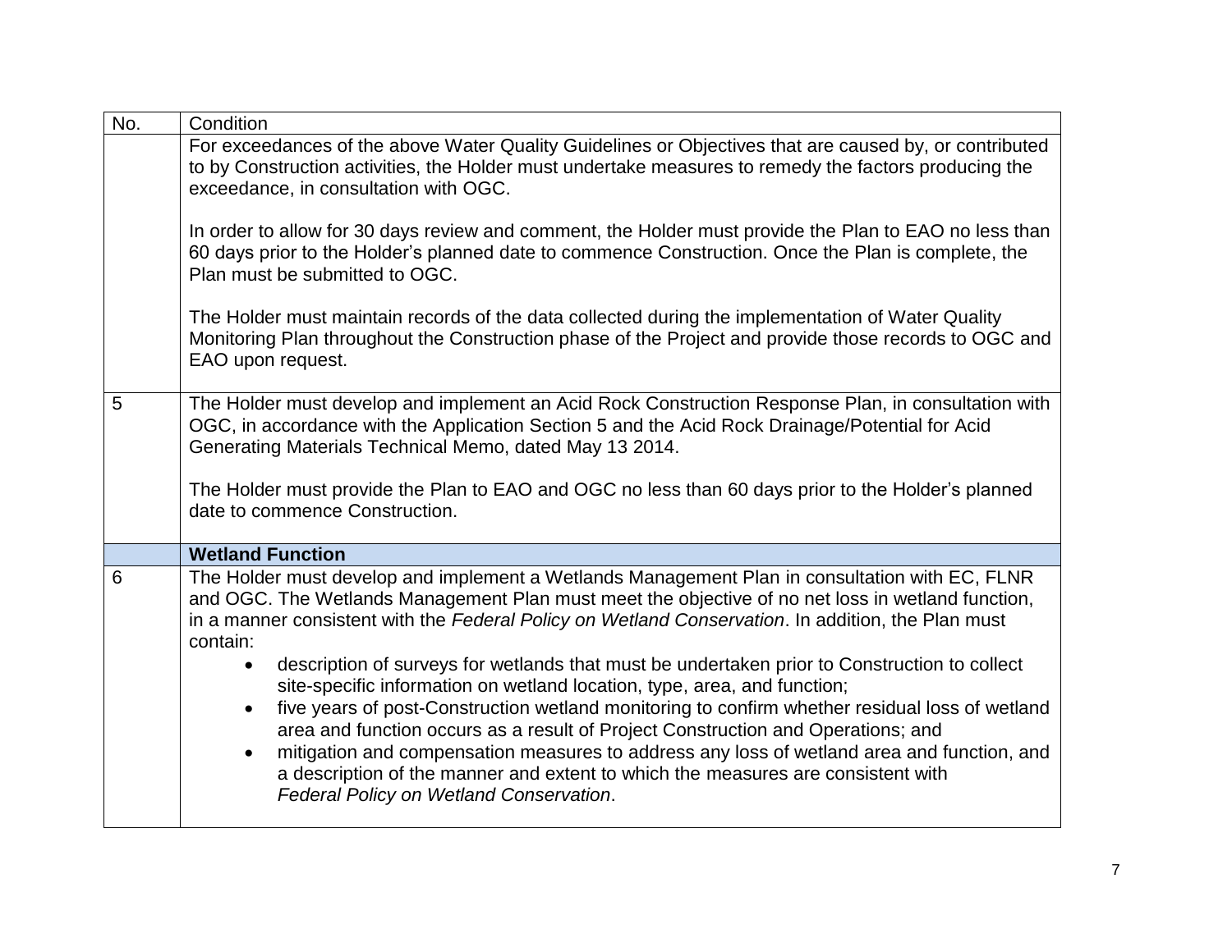| No. | Condition |
|---|---|
| | For exceedances of the above Water Quality Guidelines or Objectives that are caused by, or contributed to by Construction activities, the Holder must undertake measures to remedy the factors producing the exceedance, in consultation with OGC.<br><br>In order to allow for 30 days review and comment, the Holder must provide the Plan to EAO no less than 60 days prior to the Holder's planned date to commence Construction. Once the Plan is complete, the Plan must be submitted to OGC.<br><br>The Holder must maintain records of the data collected during the implementation of Water Quality Monitoring Plan throughout the Construction phase of the Project and provide those records to OGC and EAO upon request. |
| 5 | The Holder must develop and implement an Acid Rock Construction Response Plan, in consultation with OGC, in accordance with the Application Section 5 and the Acid Rock Drainage/Potential for Acid Generating Materials Technical Memo, dated May 13 2014.<br><br>The Holder must provide the Plan to EAO and OGC no less than 60 days prior to the Holder's planned date to commence Construction. |
| | **Wetland Function** |
| 6 | The Holder must develop and implement a Wetlands Management Plan in consultation with EC, FLNR and OGC. The Wetlands Management Plan must meet the objective of no net loss in wetland function, in a manner consistent with the *Federal Policy on Wetland Conservation*. In addition, the Plan must contain:<br>• description of surveys for wetlands that must be undertaken prior to Construction to collect site-specific information on wetland location, type, area, and function;<br>• five years of post-Construction wetland monitoring to confirm whether residual loss of wetland area and function occurs as a result of Project Construction and Operations; and<br>• mitigation and compensation measures to address any loss of wetland area and function, and a description of the manner and extent to which the measures are consistent with *Federal Policy on Wetland Conservation*. |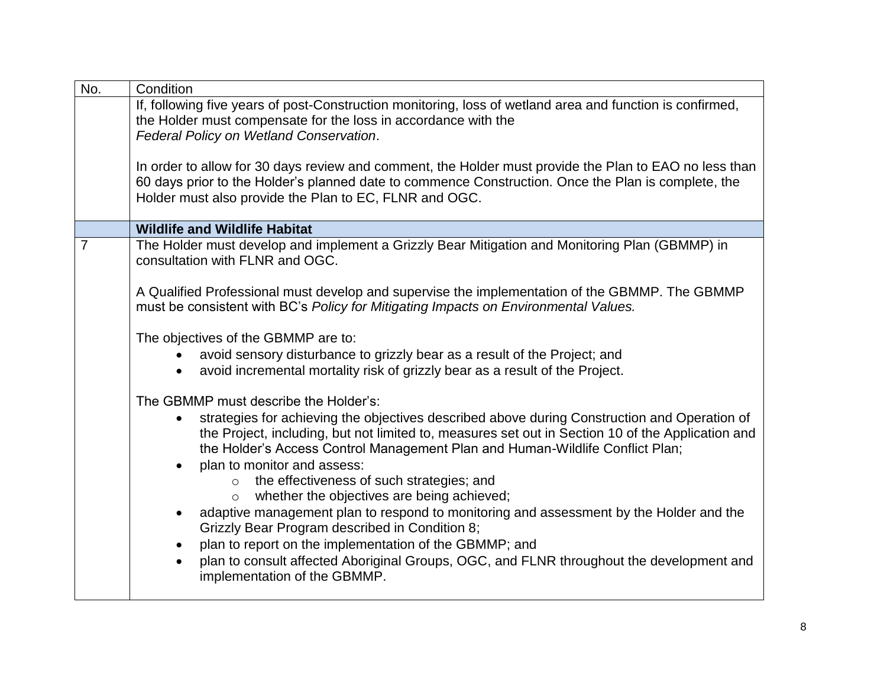| No. | Condition |
|---|---|
| | If, following five years of post-Construction monitoring, loss of wetland area and function is confirmed, the Holder must compensate for the loss in accordance with the *Federal Policy on Wetland Conservation*.<br><br>In order to allow for 30 days review and comment, the Holder must provide the Plan to EAO no less than 60 days prior to the Holder's planned date to commence Construction. Once the Plan is complete, the Holder must also provide the Plan to EC, FLNR and OGC. |
| | **Wildlife and Wildlife Habitat** |
| 7 | The Holder must develop and implement a Grizzly Bear Mitigation and Monitoring Plan (GBMMP) in consultation with FLNR and OGC.<br><br>A Qualified Professional must develop and supervise the implementation of the GBMMP. The GBMMP must be consistent with BC's *Policy for Mitigating Impacts on Environmental Values.*<br><br>The objectives of the GBMMP are to:<br>• avoid sensory disturbance to grizzly bear as a result of the Project; and<br>• avoid incremental mortality risk of grizzly bear as a result of the Project.<br><br>The GBMMP must describe the Holder's:<br>• strategies for achieving the objectives described above during Construction and Operation of the Project, including, but not limited to, measures set out in Section 10 of the Application and the Holder's Access Control Management Plan and Human-Wildlife Conflict Plan;<br>• plan to monitor and assess:<br>&nbsp;&nbsp;&nbsp;&nbsp;o the effectiveness of such strategies; and<br>&nbsp;&nbsp;&nbsp;&nbsp;o whether the objectives are being achieved;<br>• adaptive management plan to respond to monitoring and assessment by the Holder and the Grizzly Bear Program described in Condition 8;<br>• plan to report on the implementation of the GBMMP; and<br>• plan to consult affected Aboriginal Groups, OGC, and FLNR throughout the development and implementation of the GBMMP. |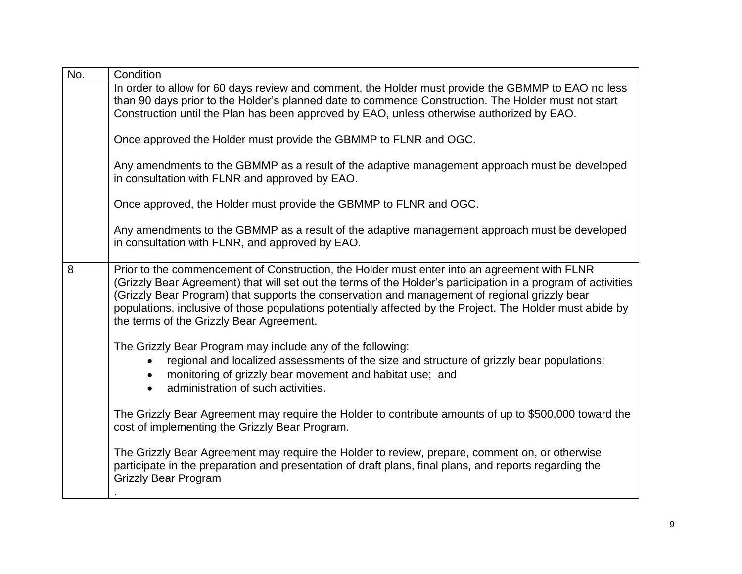| No. | Condition |
|---|---|
| | In order to allow for 60 days review and comment, the Holder must provide the GBMMP to EAO no less than 90 days prior to the Holder's planned date to commence Construction. The Holder must not start Construction until the Plan has been approved by EAO, unless otherwise authorized by EAO.<br><br>Once approved the Holder must provide the GBMMP to FLNR and OGC.<br><br>Any amendments to the GBMMP as a result of the adaptive management approach must be developed in consultation with FLNR and approved by EAO.<br><br>Once approved, the Holder must provide the GBMMP to FLNR and OGC.<br><br>Any amendments to the GBMMP as a result of the adaptive management approach must be developed in consultation with FLNR, and approved by EAO. |
| 8 | Prior to the commencement of Construction, the Holder must enter into an agreement with FLNR (Grizzly Bear Agreement) that will set out the terms of the Holder's participation in a program of activities (Grizzly Bear Program) that supports the conservation and management of regional grizzly bear populations, inclusive of those populations potentially affected by the Project. The Holder must abide by the terms of the Grizzly Bear Agreement.<br><br>The Grizzly Bear Program may include any of the following:<br>• regional and localized assessments of the size and structure of grizzly bear populations;<br>• monitoring of grizzly bear movement and habitat use; and<br>• administration of such activities.<br><br>The Grizzly Bear Agreement may require the Holder to contribute amounts of up to $500,000 toward the cost of implementing the Grizzly Bear Program.<br><br>The Grizzly Bear Agreement may require the Holder to review, prepare, comment on, or otherwise participate in the preparation and presentation of draft plans, final plans, and reports regarding the Grizzly Bear Program<br>. |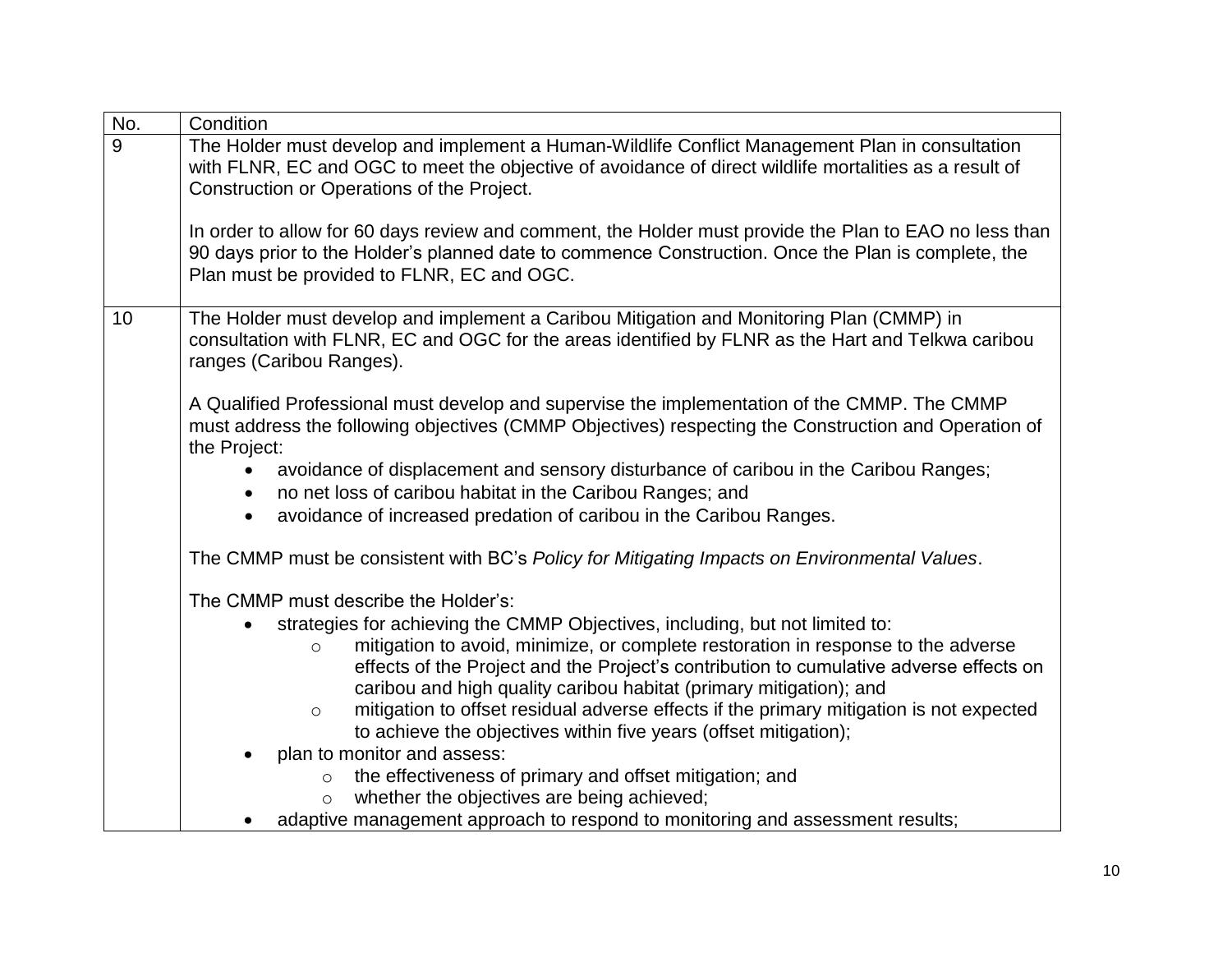| No. | Condition |
|---|---|
| 9 | The Holder must develop and implement a Human-Wildlife Conflict Management Plan in consultation with FLNR, EC and OGC to meet the objective of avoidance of direct wildlife mortalities as a result of Construction or Operations of the Project.<br><br>In order to allow for 60 days review and comment, the Holder must provide the Plan to EAO no less than 90 days prior to the Holder's planned date to commence Construction. Once the Plan is complete, the Plan must be provided to FLNR, EC and OGC. |
| 10 | The Holder must develop and implement a Caribou Mitigation and Monitoring Plan (CMMP) in consultation with FLNR, EC and OGC for the areas identified by FLNR as the Hart and Telkwa caribou ranges (Caribou Ranges).<br><br>A Qualified Professional must develop and supervise the implementation of the CMMP. The CMMP must address the following objectives (CMMP Objectives) respecting the Construction and Operation of the Project:<br>• avoidance of displacement and sensory disturbance of caribou in the Caribou Ranges;<br>• no net loss of caribou habitat in the Caribou Ranges; and<br>• avoidance of increased predation of caribou in the Caribou Ranges.<br><br>The CMMP must be consistent with BC's *Policy for Mitigating Impacts on Environmental Values*.<br><br>The CMMP must describe the Holder's:<br>• strategies for achieving the CMMP Objectives, including, but not limited to:<br>&nbsp;&nbsp;&nbsp;&nbsp;○ mitigation to avoid, minimize, or complete restoration in response to the adverse effects of the Project and the Project's contribution to cumulative adverse effects on caribou and high quality caribou habitat (primary mitigation); and<br>&nbsp;&nbsp;&nbsp;&nbsp;○ mitigation to offset residual adverse effects if the primary mitigation is not expected to achieve the objectives within five years (offset mitigation);<br>• plan to monitor and assess:<br>&nbsp;&nbsp;&nbsp;&nbsp;○ the effectiveness of primary and offset mitigation; and<br>&nbsp;&nbsp;&nbsp;&nbsp;○ whether the objectives are being achieved;<br>• adaptive management approach to respond to monitoring and assessment results; |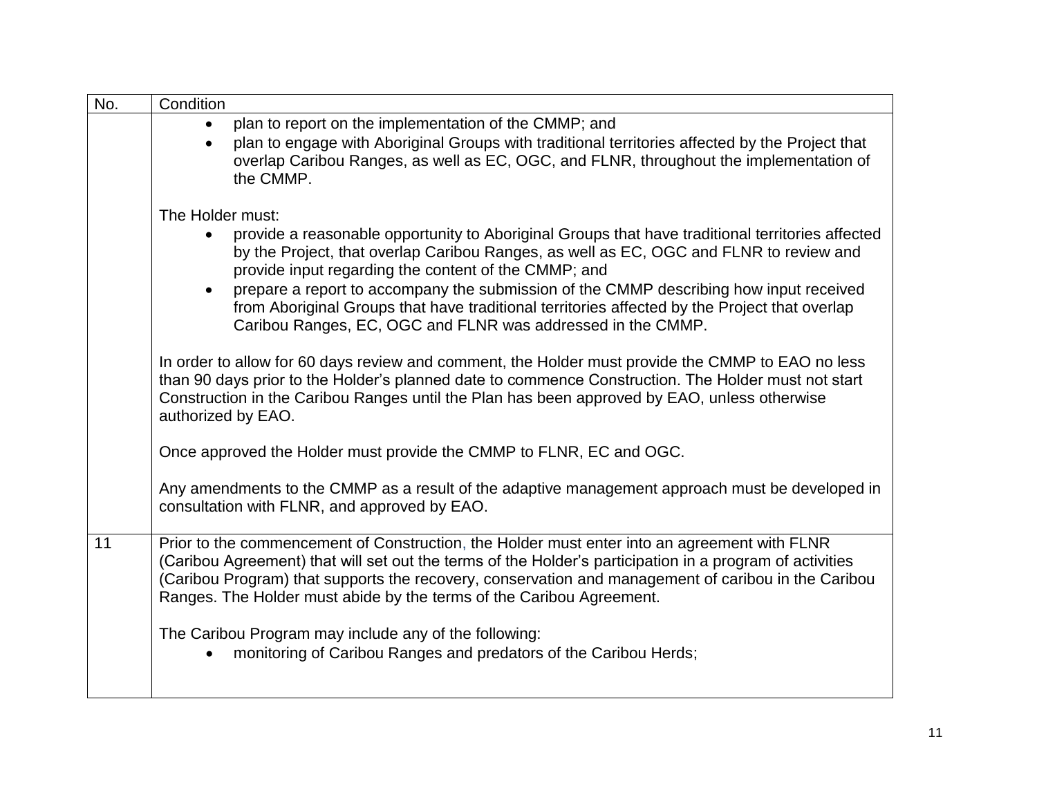| No. | Condition |
| --- | --- |
| | • plan to report on the implementation of the CMMP; and<br>• plan to engage with Aboriginal Groups with traditional territories affected by the Project that overlap Caribou Ranges, as well as EC, OGC, and FLNR, throughout the implementation of the CMMP.<br><br>The Holder must:<br>• provide a reasonable opportunity to Aboriginal Groups that have traditional territories affected by the Project, that overlap Caribou Ranges, as well as EC, OGC and FLNR to review and provide input regarding the content of the CMMP; and<br>• prepare a report to accompany the submission of the CMMP describing how input received from Aboriginal Groups that have traditional territories affected by the Project that overlap Caribou Ranges, EC, OGC and FLNR was addressed in the CMMP.<br><br>In order to allow for 60 days review and comment, the Holder must provide the CMMP to EAO no less than 90 days prior to the Holder's planned date to commence Construction. The Holder must not start Construction in the Caribou Ranges until the Plan has been approved by EAO, unless otherwise authorized by EAO.<br><br>Once approved the Holder must provide the CMMP to FLNR, EC and OGC.<br><br>Any amendments to the CMMP as a result of the adaptive management approach must be developed in consultation with FLNR, and approved by EAO. |
| 11 | Prior to the commencement of Construction, the Holder must enter into an agreement with FLNR (Caribou Agreement) that will set out the terms of the Holder's participation in a program of activities (Caribou Program) that supports the recovery, conservation and management of caribou in the Caribou Ranges. The Holder must abide by the terms of the Caribou Agreement.<br><br>The Caribou Program may include any of the following:<br>• monitoring of Caribou Ranges and predators of the Caribou Herds; |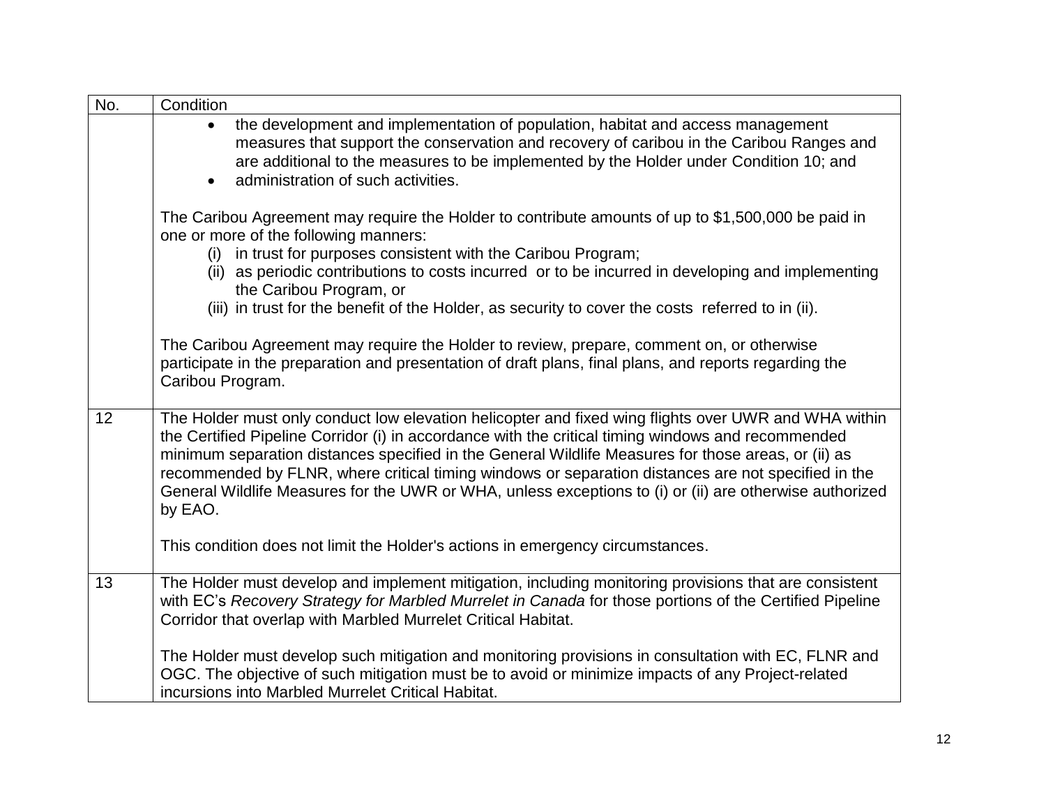| No. | Condition |
|---|---|
| | • the development and implementation of population, habitat and access management measures that support the conservation and recovery of caribou in the Caribou Ranges and are additional to the measures to be implemented by the Holder under Condition 10; and<br>• administration of such activities.<br><br>The Caribou Agreement may require the Holder to contribute amounts of up to $1,500,000 be paid in one or more of the following manners:<br>(i) in trust for purposes consistent with the Caribou Program;<br>(ii) as periodic contributions to costs incurred or to be incurred in developing and implementing the Caribou Program, or<br>(iii) in trust for the benefit of the Holder, as security to cover the costs referred to in (ii).<br><br>The Caribou Agreement may require the Holder to review, prepare, comment on, or otherwise participate in the preparation and presentation of draft plans, final plans, and reports regarding the Caribou Program. |
| 12 | The Holder must only conduct low elevation helicopter and fixed wing flights over UWR and WHA within the Certified Pipeline Corridor (i) in accordance with the critical timing windows and recommended minimum separation distances specified in the General Wildlife Measures for those areas, or (ii) as recommended by FLNR, where critical timing windows or separation distances are not specified in the General Wildlife Measures for the UWR or WHA, unless exceptions to (i) or (ii) are otherwise authorized by EAO.<br><br>This condition does not limit the Holder's actions in emergency circumstances. |
| 13 | The Holder must develop and implement mitigation, including monitoring provisions that are consistent with EC's *Recovery Strategy for Marbled Murrelet in Canada* for those portions of the Certified Pipeline Corridor that overlap with Marbled Murrelet Critical Habitat.<br><br>The Holder must develop such mitigation and monitoring provisions in consultation with EC, FLNR and OGC. The objective of such mitigation must be to avoid or minimize impacts of any Project-related incursions into Marbled Murrelet Critical Habitat. |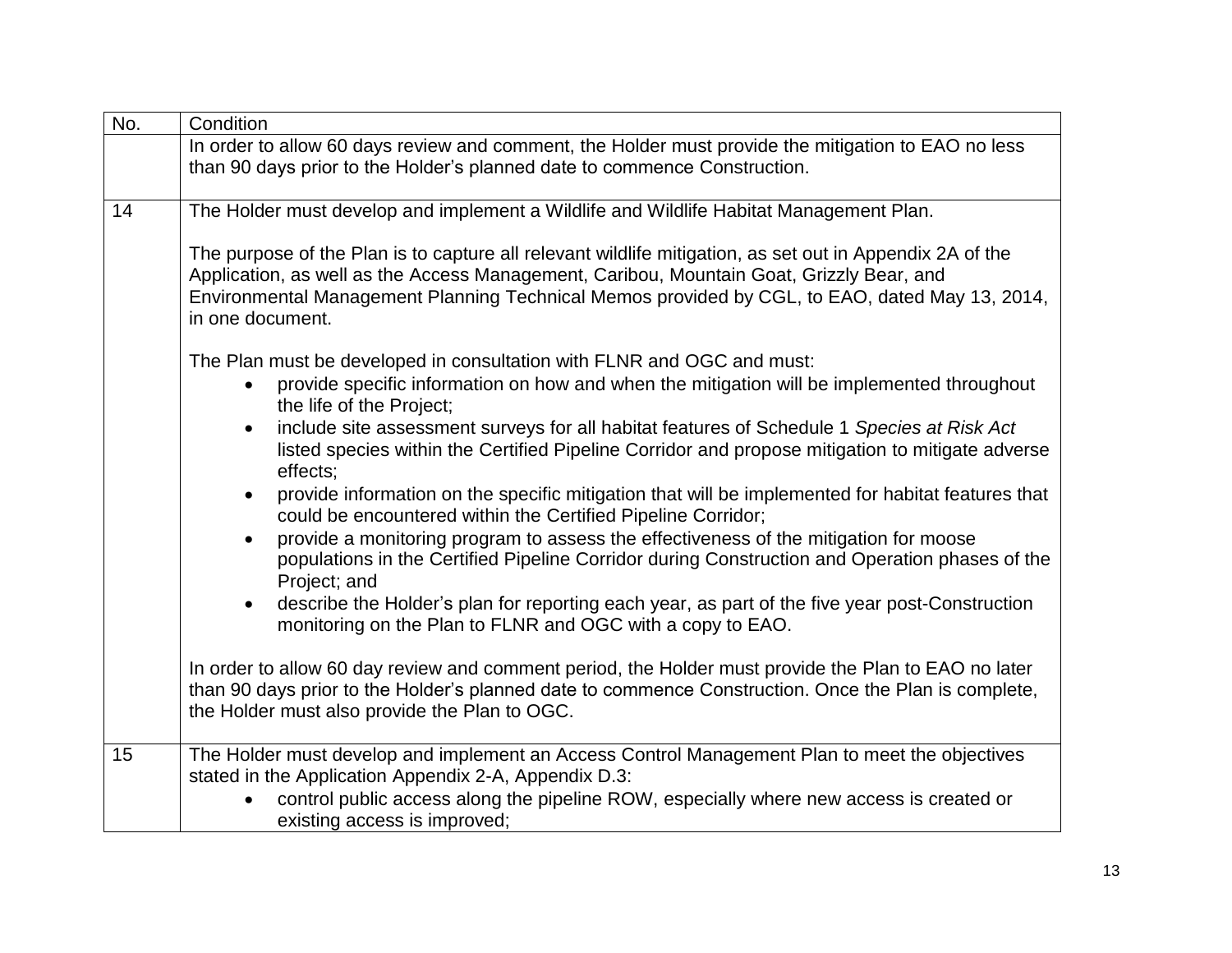| No. | Condition |
|---|---|
| | In order to allow 60 days review and comment, the Holder must provide the mitigation to EAO no less than 90 days prior to the Holder's planned date to commence Construction. |
| 14 | The Holder must develop and implement a Wildlife and Wildlife Habitat Management Plan.<br><br>The purpose of the Plan is to capture all relevant wildlife mitigation, as set out in Appendix 2A of the Application, as well as the Access Management, Caribou, Mountain Goat, Grizzly Bear, and Environmental Management Planning Technical Memos provided by CGL, to EAO, dated May 13, 2014, in one document.<br><br>The Plan must be developed in consultation with FLNR and OGC and must:<br>• provide specific information on how and when the mitigation will be implemented throughout the life of the Project;<br>• include site assessment surveys for all habitat features of Schedule 1 *Species at Risk Act* listed species within the Certified Pipeline Corridor and propose mitigation to mitigate adverse effects;<br>• provide information on the specific mitigation that will be implemented for habitat features that could be encountered within the Certified Pipeline Corridor;<br>• provide a monitoring program to assess the effectiveness of the mitigation for moose populations in the Certified Pipeline Corridor during Construction and Operation phases of the Project; and<br>• describe the Holder's plan for reporting each year, as part of the five year post-Construction monitoring on the Plan to FLNR and OGC with a copy to EAO.<br><br>In order to allow 60 day review and comment period, the Holder must provide the Plan to EAO no later than 90 days prior to the Holder's planned date to commence Construction. Once the Plan is complete, the Holder must also provide the Plan to OGC. |
| 15 | The Holder must develop and implement an Access Control Management Plan to meet the objectives stated in the Application Appendix 2-A, Appendix D.3:<br>• control public access along the pipeline ROW, especially where new access is created or existing access is improved; |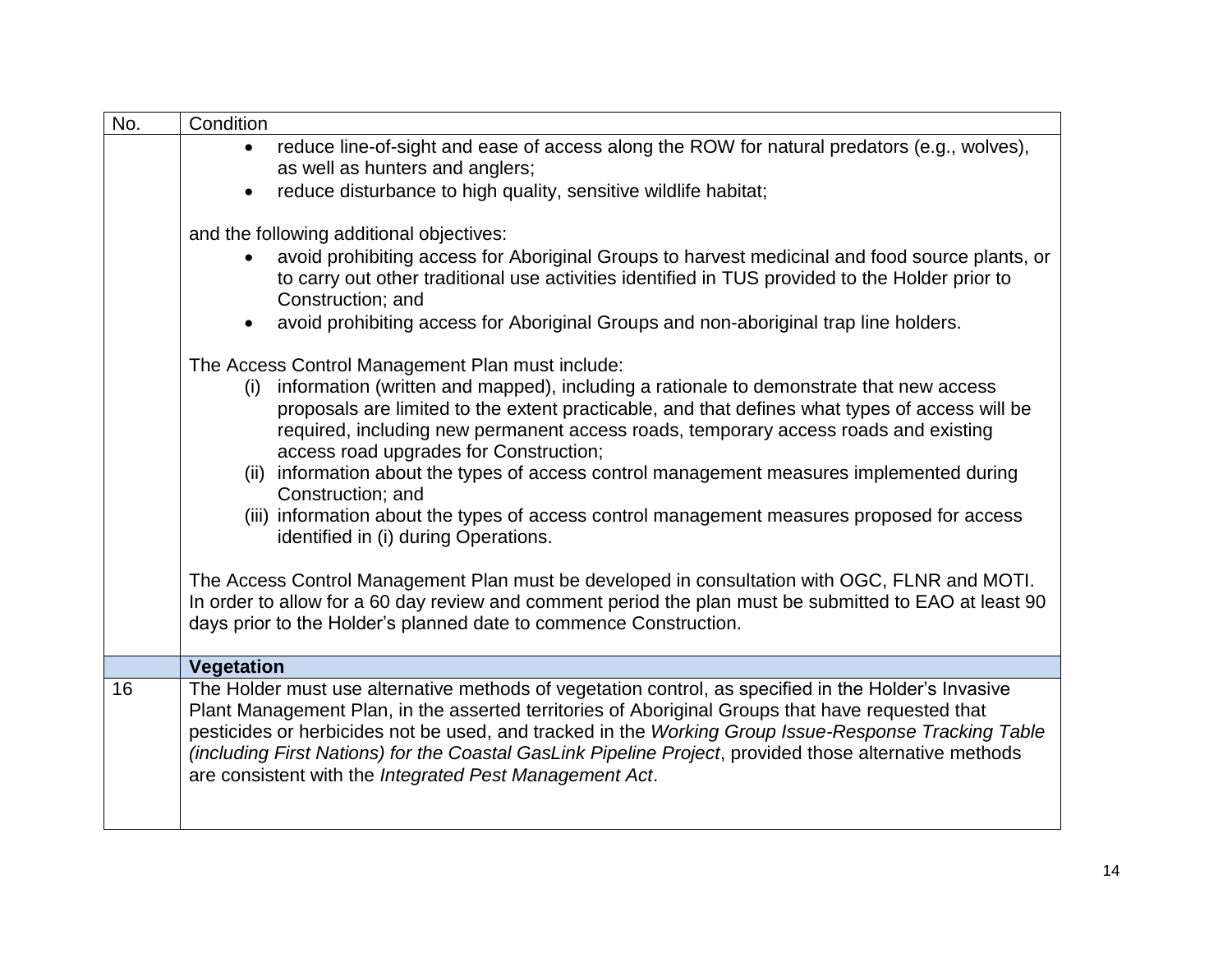| No. | Condition |
|---|---|
| | • reduce line-of-sight and ease of access along the ROW for natural predators (e.g., wolves), as well as hunters and anglers;<br>• reduce disturbance to high quality, sensitive wildlife habitat;<br><br>and the following additional objectives:<br>• avoid prohibiting access for Aboriginal Groups to harvest medicinal and food source plants, or to carry out other traditional use activities identified in TUS provided to the Holder prior to Construction; and<br>• avoid prohibiting access for Aboriginal Groups and non-aboriginal trap line holders.<br><br>The Access Control Management Plan must include:<br>(i) information (written and mapped), including a rationale to demonstrate that new access proposals are limited to the extent practicable, and that defines what types of access will be required, including new permanent access roads, temporary access roads and existing access road upgrades for Construction;<br>(ii) information about the types of access control management measures implemented during Construction; and<br>(iii) information about the types of access control management measures proposed for access identified in (i) during Operations.<br><br>The Access Control Management Plan must be developed in consultation with OGC, FLNR and MOTI. In order to allow for a 60 day review and comment period the plan must be submitted to EAO at least 90 days prior to the Holder's planned date to commence Construction. |
| | **Vegetation** |
| 16 | The Holder must use alternative methods of vegetation control, as specified in the Holder's Invasive Plant Management Plan, in the asserted territories of Aboriginal Groups that have requested that pesticides or herbicides not be used, and tracked in the *Working Group Issue-Response Tracking Table (including First Nations) for the Coastal GasLink Pipeline Project*, provided those alternative methods are consistent with the *Integrated Pest Management Act*. |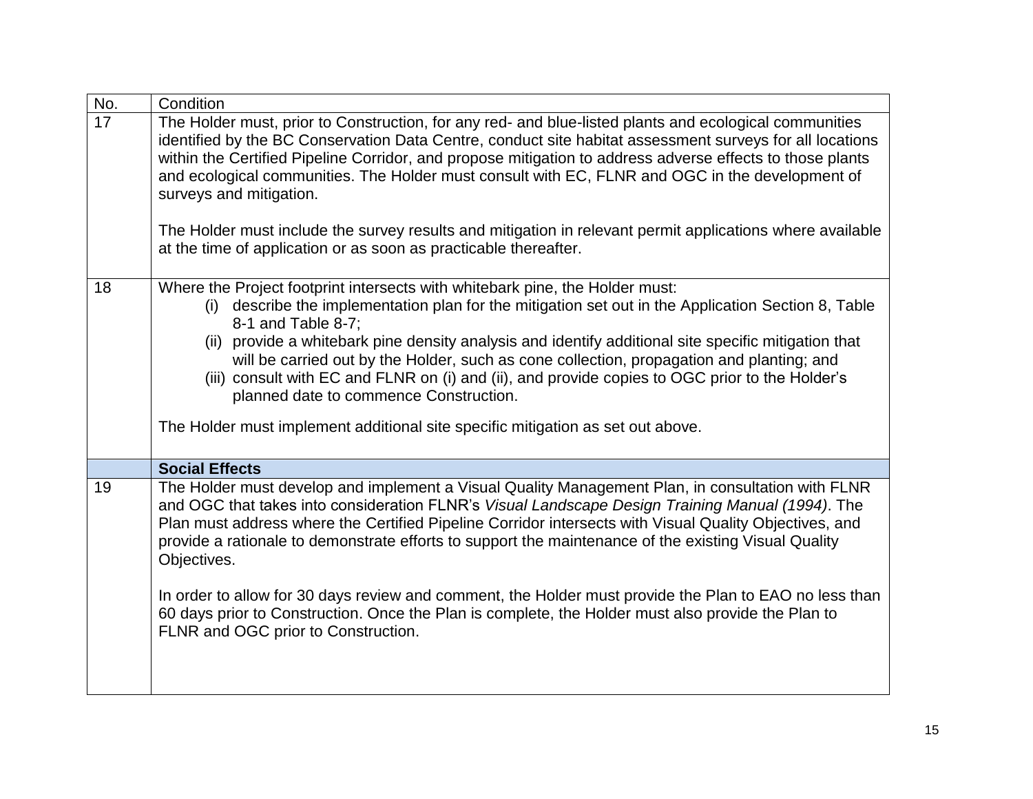| No. | Condition |
| --- | --- |
| 17 | The Holder must, prior to Construction, for any red- and blue-listed plants and ecological communities identified by the BC Conservation Data Centre, conduct site habitat assessment surveys for all locations within the Certified Pipeline Corridor, and propose mitigation to address adverse effects to those plants and ecological communities. The Holder must consult with EC, FLNR and OGC in the development of surveys and mitigation.<br><br>The Holder must include the survey results and mitigation in relevant permit applications where available at the time of application or as soon as practicable thereafter. |
| 18 | Where the Project footprint intersects with whitebark pine, the Holder must:<br>(i) describe the implementation plan for the mitigation set out in the Application Section 8, Table 8-1 and Table 8-7;<br>(ii) provide a whitebark pine density analysis and identify additional site specific mitigation that will be carried out by the Holder, such as cone collection, propagation and planting; and<br>(iii) consult with EC and FLNR on (i) and (ii), and provide copies to OGC prior to the Holder's planned date to commence Construction.<br><br>The Holder must implement additional site specific mitigation as set out above. |
| | **Social Effects** |
| 19 | The Holder must develop and implement a Visual Quality Management Plan, in consultation with FLNR and OGC that takes into consideration FLNR's *Visual Landscape Design Training Manual (1994)*. The Plan must address where the Certified Pipeline Corridor intersects with Visual Quality Objectives, and provide a rationale to demonstrate efforts to support the maintenance of the existing Visual Quality Objectives.<br><br>In order to allow for 30 days review and comment, the Holder must provide the Plan to EAO no less than 60 days prior to Construction. Once the Plan is complete, the Holder must also provide the Plan to FLNR and OGC prior to Construction. |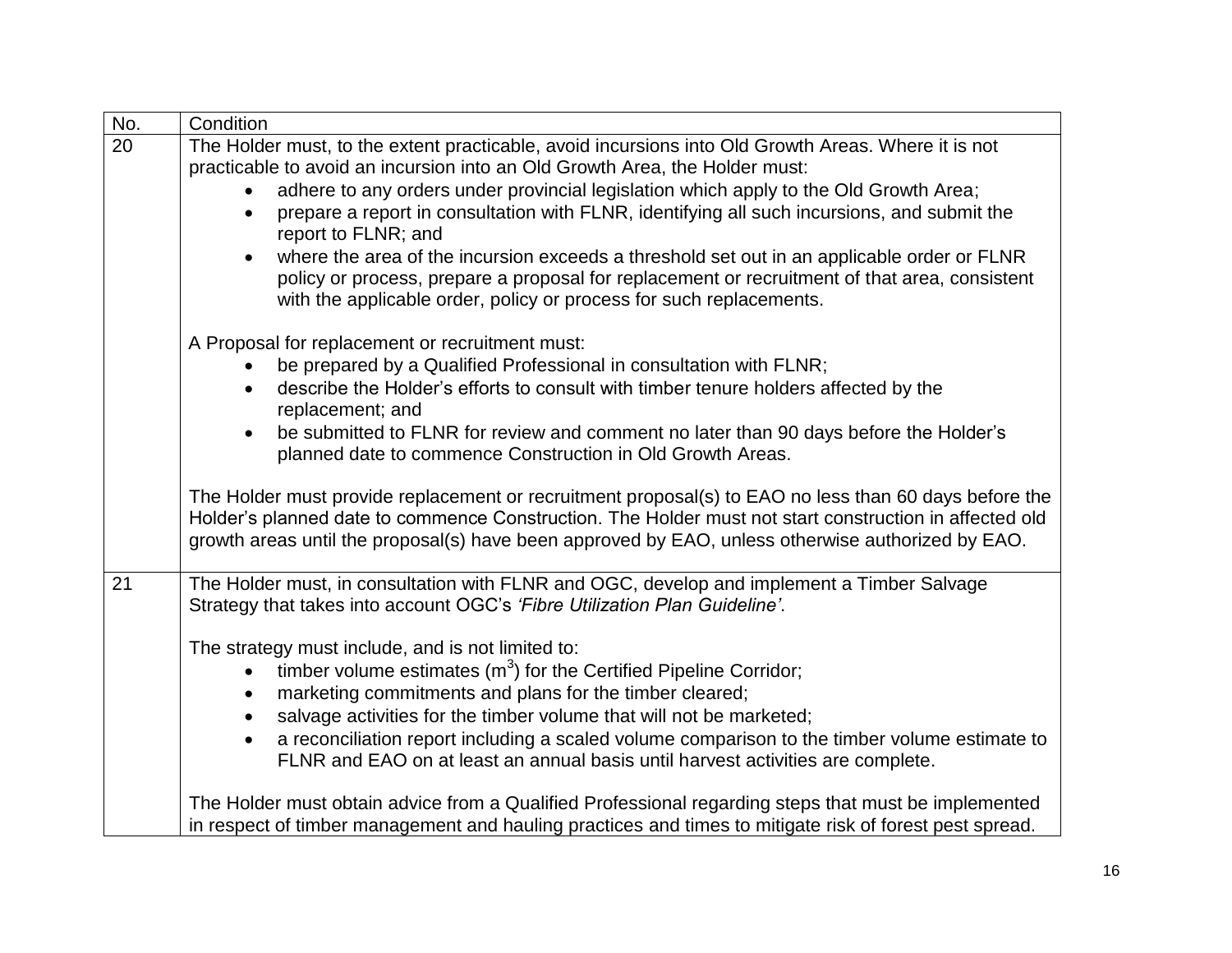| No. | Condition |
| --- | --- |
| 20 | The Holder must, to the extent practicable, avoid incursions into Old Growth Areas. Where it is not practicable to avoid an incursion into an Old Growth Area, the Holder must:<br>• adhere to any orders under provincial legislation which apply to the Old Growth Area;<br>• prepare a report in consultation with FLNR, identifying all such incursions, and submit the report to FLNR; and<br>• where the area of the incursion exceeds a threshold set out in an applicable order or FLNR policy or process, prepare a proposal for replacement or recruitment of that area, consistent with the applicable order, policy or process for such replacements.<br><br>A Proposal for replacement or recruitment must:<br>• be prepared by a Qualified Professional in consultation with FLNR;<br>• describe the Holder's efforts to consult with timber tenure holders affected by the replacement; and<br>• be submitted to FLNR for review and comment no later than 90 days before the Holder's planned date to commence Construction in Old Growth Areas.<br><br>The Holder must provide replacement or recruitment proposal(s) to EAO no less than 60 days before the Holder's planned date to commence Construction. The Holder must not start construction in affected old growth areas until the proposal(s) have been approved by EAO, unless otherwise authorized by EAO. |
| 21 | The Holder must, in consultation with FLNR and OGC, develop and implement a Timber Salvage Strategy that takes into account OGC's *'Fibre Utilization Plan Guideline'*.<br><br>The strategy must include, and is not limited to:<br>• timber volume estimates ($m^3$) for the Certified Pipeline Corridor;<br>• marketing commitments and plans for the timber cleared;<br>• salvage activities for the timber volume that will not be marketed;<br>• a reconciliation report including a scaled volume comparison to the timber volume estimate to FLNR and EAO on at least an annual basis until harvest activities are complete.<br><br>The Holder must obtain advice from a Qualified Professional regarding steps that must be implemented in respect of timber management and hauling practices and times to mitigate risk of forest pest spread. |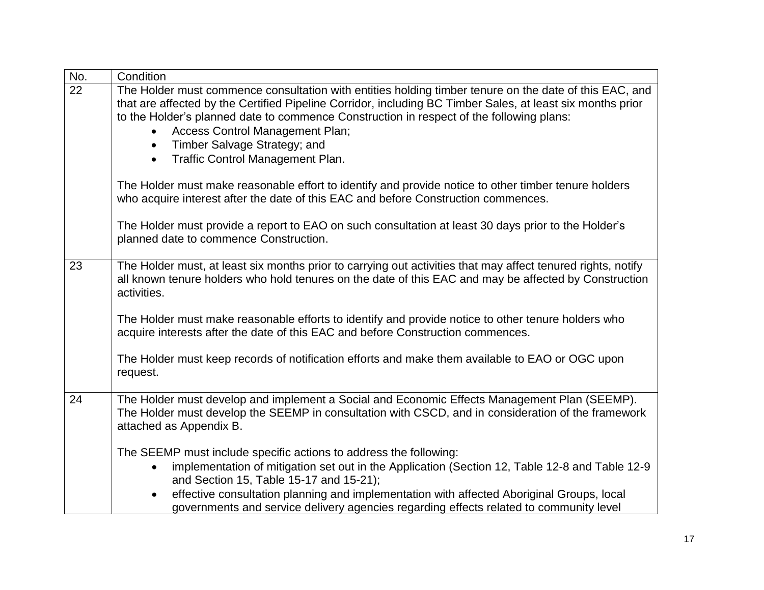| No. | Condition |
|---|---|
| 22 | The Holder must commence consultation with entities holding timber tenure on the date of this EAC, and that are affected by the Certified Pipeline Corridor, including BC Timber Sales, at least six months prior to the Holder's planned date to commence Construction in respect of the following plans:<br>• Access Control Management Plan;<br>• Timber Salvage Strategy; and<br>• Traffic Control Management Plan.<br><br>The Holder must make reasonable effort to identify and provide notice to other timber tenure holders who acquire interest after the date of this EAC and before Construction commences.<br><br>The Holder must provide a report to EAO on such consultation at least 30 days prior to the Holder's planned date to commence Construction. |
| 23 | The Holder must, at least six months prior to carrying out activities that may affect tenured rights, notify all known tenure holders who hold tenures on the date of this EAC and may be affected by Construction activities.<br><br>The Holder must make reasonable efforts to identify and provide notice to other tenure holders who acquire interests after the date of this EAC and before Construction commences.<br><br>The Holder must keep records of notification efforts and make them available to EAO or OGC upon request. |
| 24 | The Holder must develop and implement a Social and Economic Effects Management Plan (SEEMP). The Holder must develop the SEEMP in consultation with CSCD, and in consideration of the framework attached as Appendix B.<br><br>The SEEMP must include specific actions to address the following:<br>• implementation of mitigation set out in the Application (Section 12, Table 12-8 and Table 12-9 and Section 15, Table 15-17 and 15-21);<br>• effective consultation planning and implementation with affected Aboriginal Groups, local governments and service delivery agencies regarding effects related to community level |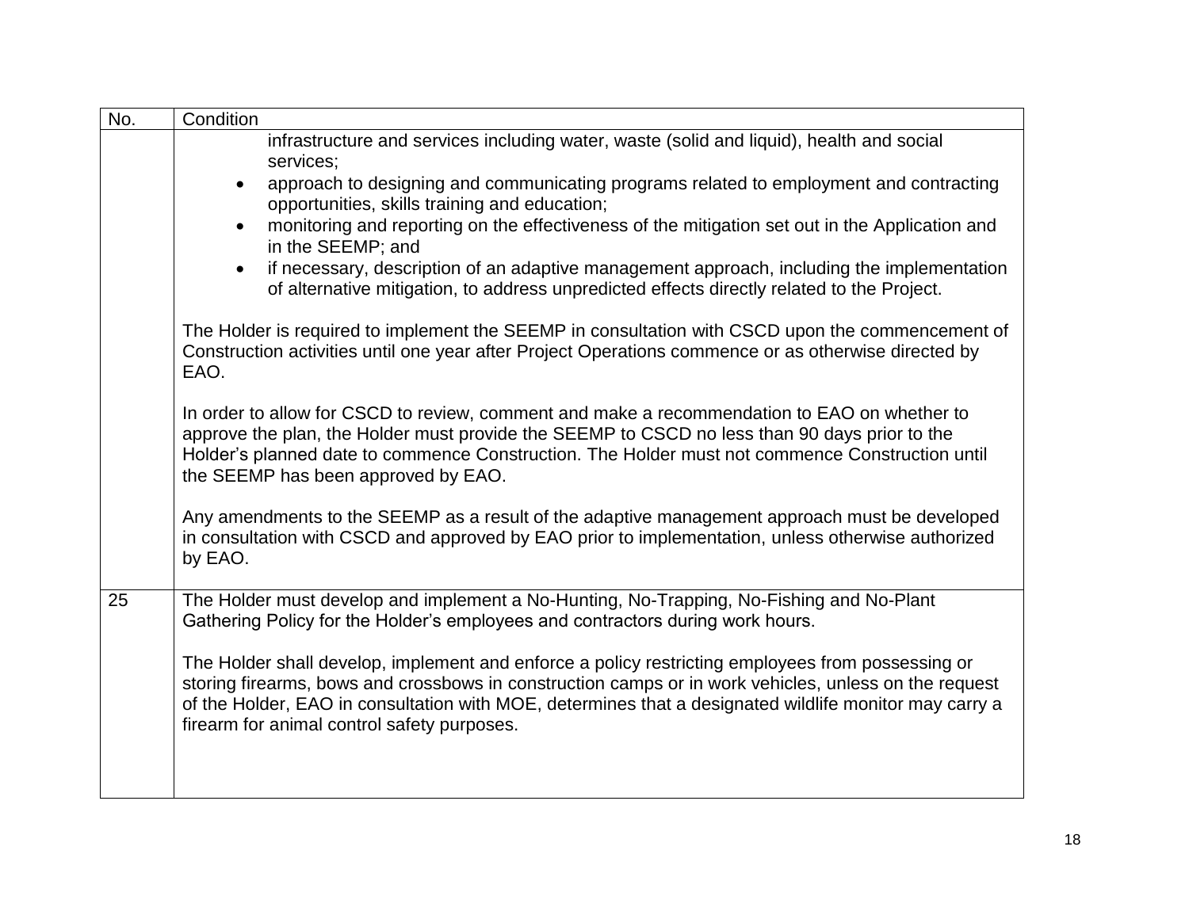| No. | Condition |
|---|---|
| | infrastructure and services including water, waste (solid and liquid), health and social services;<br>• approach to designing and communicating programs related to employment and contracting opportunities, skills training and education;<br>• monitoring and reporting on the effectiveness of the mitigation set out in the Application and in the SEEMP; and<br>• if necessary, description of an adaptive management approach, including the implementation of alternative mitigation, to address unpredicted effects directly related to the Project.<br><br>The Holder is required to implement the SEEMP in consultation with CSCD upon the commencement of Construction activities until one year after Project Operations commence or as otherwise directed by EAO.<br><br>In order to allow for CSCD to review, comment and make a recommendation to EAO on whether to approve the plan, the Holder must provide the SEEMP to CSCD no less than 90 days prior to the Holder's planned date to commence Construction. The Holder must not commence Construction until the SEEMP has been approved by EAO.<br><br>Any amendments to the SEEMP as a result of the adaptive management approach must be developed in consultation with CSCD and approved by EAO prior to implementation, unless otherwise authorized by EAO. |
| 25 | The Holder must develop and implement a No-Hunting, No-Trapping, No-Fishing and No-Plant Gathering Policy for the Holder's employees and contractors during work hours.<br><br>The Holder shall develop, implement and enforce a policy restricting employees from possessing or storing firearms, bows and crossbows in construction camps or in work vehicles, unless on the request of the Holder, EAO in consultation with MOE, determines that a designated wildlife monitor may carry a firearm for animal control safety purposes. |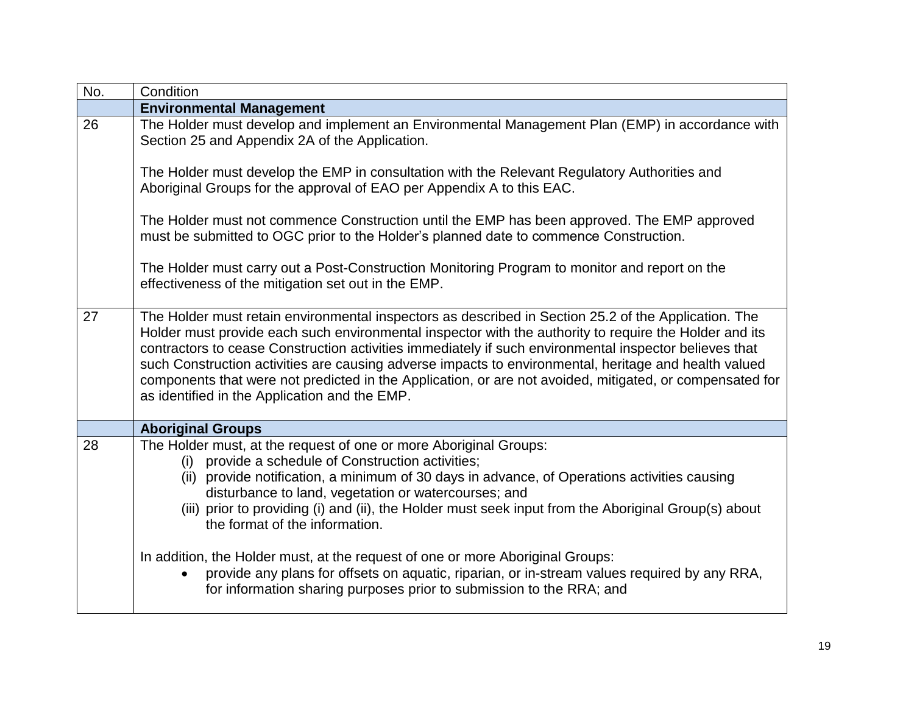| No. | Condition |
|---|---|
| | **Environmental Management** |
| 26 | The Holder must develop and implement an Environmental Management Plan (EMP) in accordance with Section 25 and Appendix 2A of the Application.<br><br>The Holder must develop the EMP in consultation with the Relevant Regulatory Authorities and Aboriginal Groups for the approval of EAO per Appendix A to this EAC.<br><br>The Holder must not commence Construction until the EMP has been approved. The EMP approved must be submitted to OGC prior to the Holder's planned date to commence Construction.<br><br>The Holder must carry out a Post-Construction Monitoring Program to monitor and report on the effectiveness of the mitigation set out in the EMP. |
| 27 | The Holder must retain environmental inspectors as described in Section 25.2 of the Application. The Holder must provide each such environmental inspector with the authority to require the Holder and its contractors to cease Construction activities immediately if such environmental inspector believes that such Construction activities are causing adverse impacts to environmental, heritage and health valued components that were not predicted in the Application, or are not avoided, mitigated, or compensated for as identified in the Application and the EMP. |
| | **Aboriginal Groups** |
| 28 | The Holder must, at the request of one or more Aboriginal Groups:<br>(i) provide a schedule of Construction activities;<br>(ii) provide notification, a minimum of 30 days in advance, of Operations activities causing disturbance to land, vegetation or watercourses; and<br>(iii) prior to providing (i) and (ii), the Holder must seek input from the Aboriginal Group(s) about the format of the information.<br><br>In addition, the Holder must, at the request of one or more Aboriginal Groups:<br>• provide any plans for offsets on aquatic, riparian, or in-stream values required by any RRA, for information sharing purposes prior to submission to the RRA; and |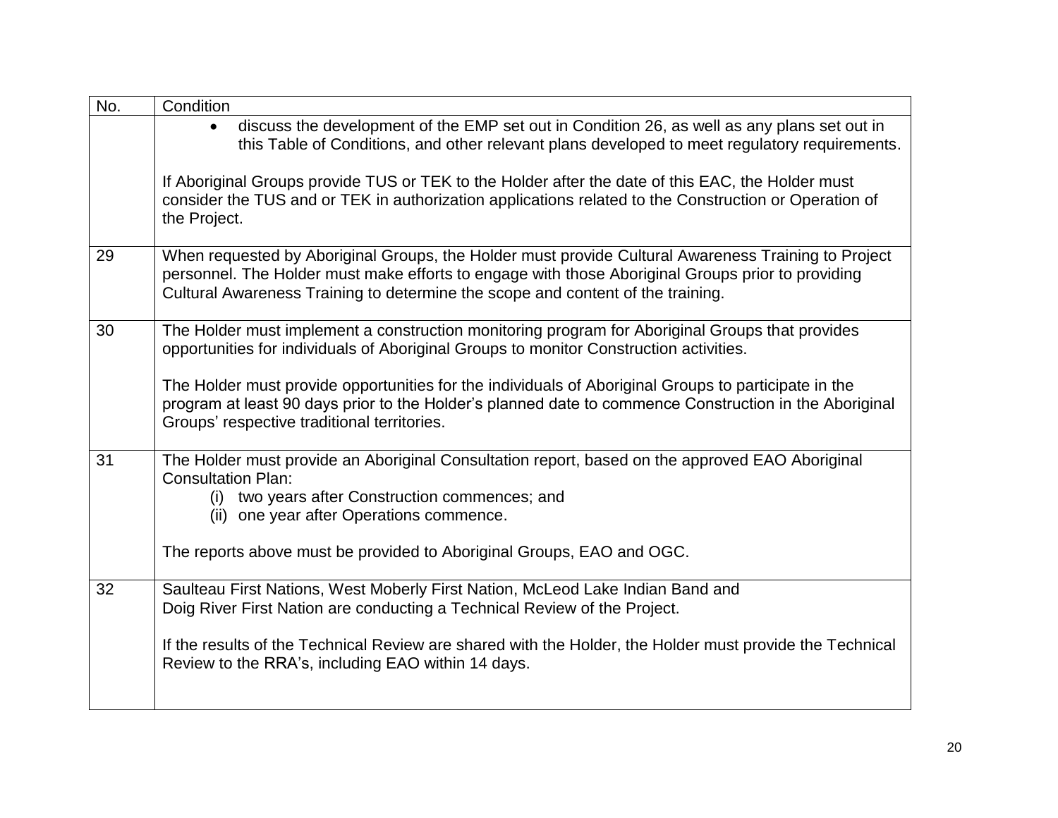| No. | Condition |
| --- | --- |
| | • discuss the development of the EMP set out in Condition 26, as well as any plans set out in this Table of Conditions, and other relevant plans developed to meet regulatory requirements.<br><br>If Aboriginal Groups provide TUS or TEK to the Holder after the date of this EAC, the Holder must consider the TUS and or TEK in authorization applications related to the Construction or Operation of the Project. |
| 29 | When requested by Aboriginal Groups, the Holder must provide Cultural Awareness Training to Project personnel. The Holder must make efforts to engage with those Aboriginal Groups prior to providing Cultural Awareness Training to determine the scope and content of the training. |
| 30 | The Holder must implement a construction monitoring program for Aboriginal Groups that provides opportunities for individuals of Aboriginal Groups to monitor Construction activities.<br><br>The Holder must provide opportunities for the individuals of Aboriginal Groups to participate in the program at least 90 days prior to the Holder's planned date to commence Construction in the Aboriginal Groups' respective traditional territories. |
| 31 | The Holder must provide an Aboriginal Consultation report, based on the approved EAO Aboriginal Consultation Plan:<br>(i) two years after Construction commences; and<br>(ii) one year after Operations commence.<br><br>The reports above must be provided to Aboriginal Groups, EAO and OGC. |
| 32 | Saulteau First Nations, West Moberly First Nation, McLeod Lake Indian Band and Doig River First Nation are conducting a Technical Review of the Project.<br><br>If the results of the Technical Review are shared with the Holder, the Holder must provide the Technical Review to the RRA's, including EAO within 14 days. |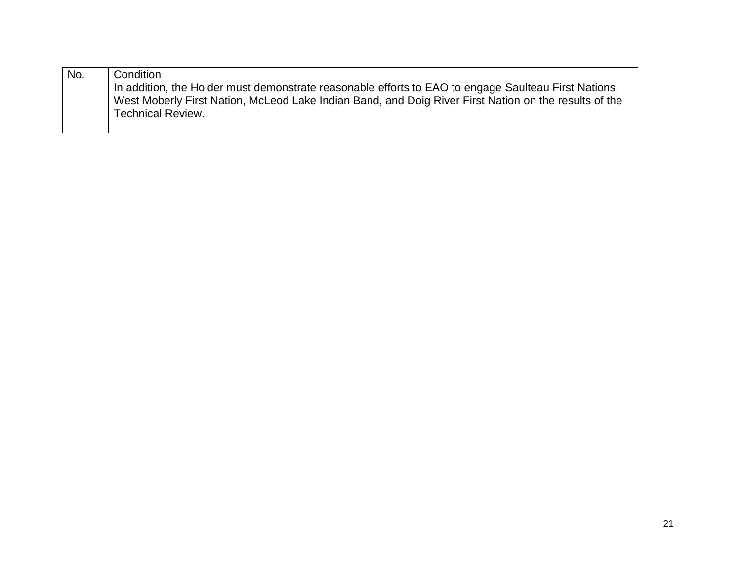| No. | Condition |
| --- | --- |
| | In addition, the Holder must demonstrate reasonable efforts to EAO to engage Saulteau First Nations, West Moberly First Nation, McLeod Lake Indian Band, and Doig River First Nation on the results of the Technical Review. |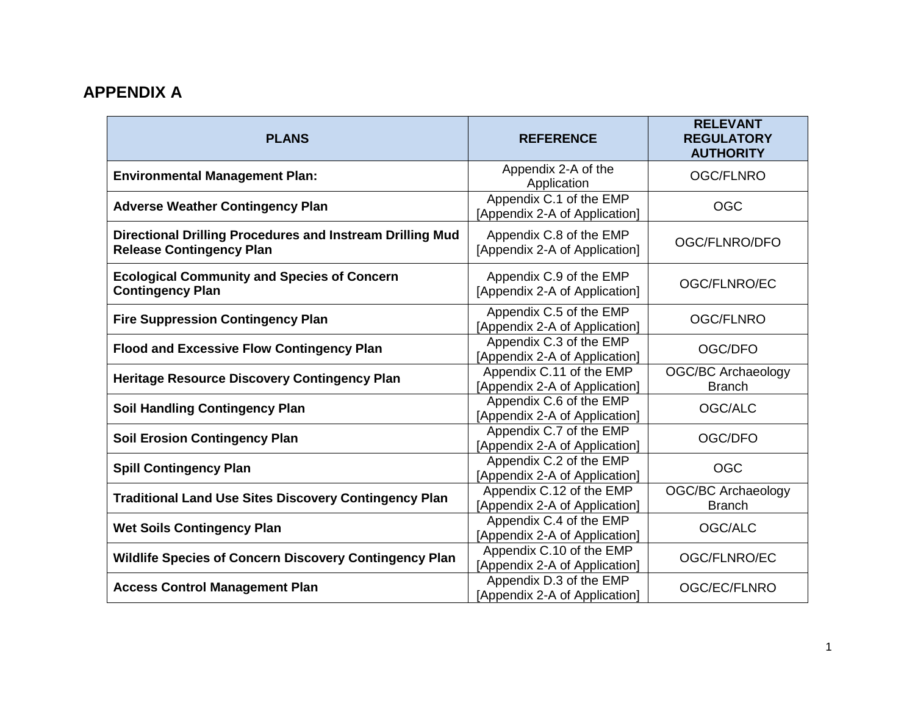## APPENDIX A

| PLANS | REFERENCE | RELEVANT REGULATORY AUTHORITY |
|---|---|---|
| **Environmental Management Plan:** | Appendix 2-A of the Application | OGC/FLNRO |
| **Adverse Weather Contingency Plan** | Appendix C.1 of the EMP [Appendix 2-A of Application] | OGC |
| **Directional Drilling Procedures and Instream Drilling Mud Release Contingency Plan** | Appendix C.8 of the EMP [Appendix 2-A of Application] | OGC/FLNRO/DFO |
| **Ecological Community and Species of Concern Contingency Plan** | Appendix C.9 of the EMP [Appendix 2-A of Application] | OGC/FLNRO/EC |
| **Fire Suppression Contingency Plan** | Appendix C.5 of the EMP [Appendix 2-A of Application] | OGC/FLNRO |
| **Flood and Excessive Flow Contingency Plan** | Appendix C.3 of the EMP [Appendix 2-A of Application] | OGC/DFO |
| **Heritage Resource Discovery Contingency Plan** | Appendix C.11 of the EMP [Appendix 2-A of Application] | OGC/BC Archaeology Branch |
| **Soil Handling Contingency Plan** | Appendix C.6 of the EMP [Appendix 2-A of Application] | OGC/ALC |
| **Soil Erosion Contingency Plan** | Appendix C.7 of the EMP [Appendix 2-A of Application] | OGC/DFO |
| **Spill Contingency Plan** | Appendix C.2 of the EMP [Appendix 2-A of Application] | OGC |
| **Traditional Land Use Sites Discovery Contingency Plan** | Appendix C.12 of the EMP [Appendix 2-A of Application] | OGC/BC Archaeology Branch |
| **Wet Soils Contingency Plan** | Appendix C.4 of the EMP [Appendix 2-A of Application] | OGC/ALC |
| **Wildlife Species of Concern Discovery Contingency Plan** | Appendix C.10 of the EMP [Appendix 2-A of Application] | OGC/FLNRO/EC |
| **Access Control Management Plan** | Appendix D.3 of the EMP [Appendix 2-A of Application] | OGC/EC/FLNRO |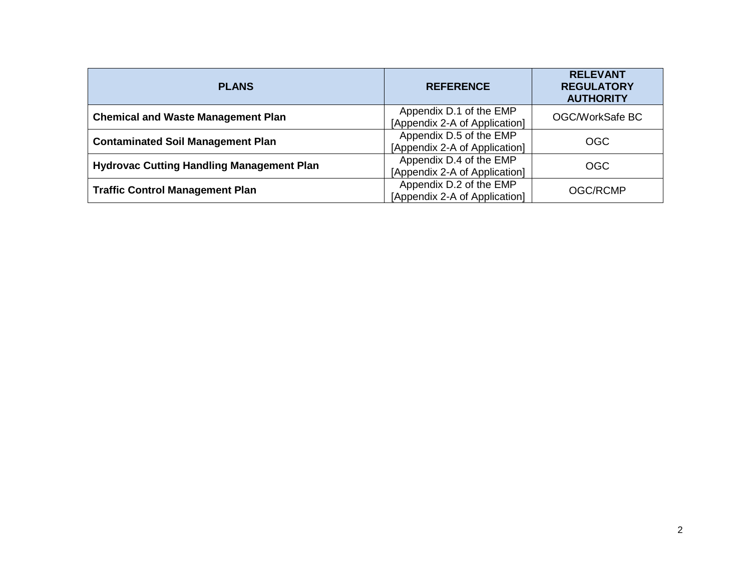| PLANS | REFERENCE | RELEVANT REGULATORY AUTHORITY |
| --- | --- | --- |
| **Chemical and Waste Management Plan** | Appendix D.1 of the EMP [Appendix 2-A of Application] | OGC/WorkSafe BC |
| **Contaminated Soil Management Plan** | Appendix D.5 of the EMP [Appendix 2-A of Application] | OGC |
| **Hydrovac Cutting Handling Management Plan** | Appendix D.4 of the EMP [Appendix 2-A of Application] | OGC |
| **Traffic Control Management Plan** | Appendix D.2 of the EMP [Appendix 2-A of Application] | OGC/RCMP |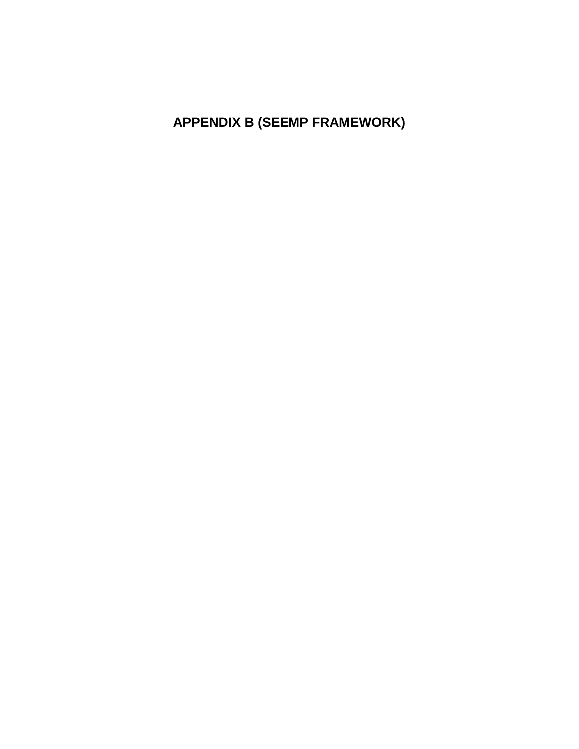# APPENDIX B (SEEMP FRAMEWORK)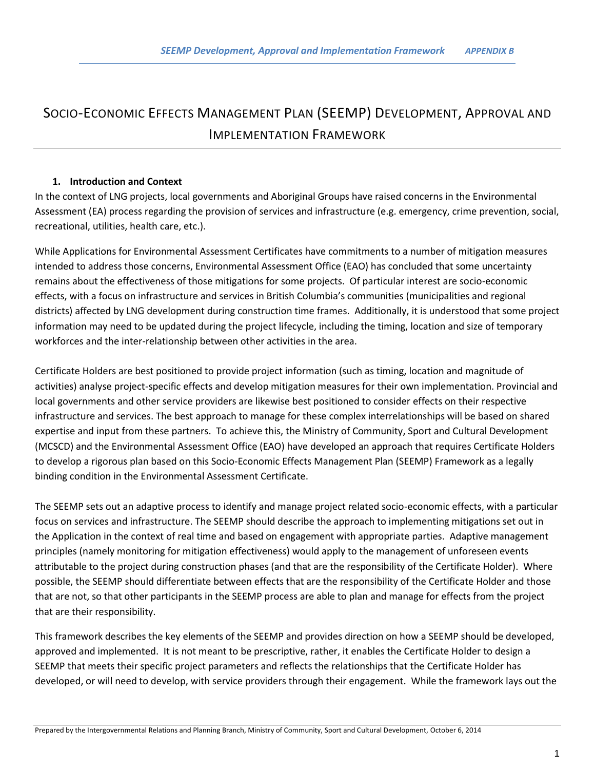# Socio-Economic Effects Management Plan (SEEMP) Development, Approval and Implementation Framework

## 1. Introduction and Context

In the context of LNG projects, local governments and Aboriginal Groups have raised concerns in the Environmental Assessment (EA) process regarding the provision of services and infrastructure (e.g. emergency, crime prevention, social, recreational, utilities, health care, etc.).

While Applications for Environmental Assessment Certificates have commitments to a number of mitigation measures intended to address those concerns, Environmental Assessment Office (EAO) has concluded that some uncertainty remains about the effectiveness of those mitigations for some projects. Of particular interest are socio-economic effects, with a focus on infrastructure and services in British Columbia's communities (municipalities and regional districts) affected by LNG development during construction time frames. Additionally, it is understood that some project information may need to be updated during the project lifecycle, including the timing, location and size of temporary workforces and the inter-relationship between other activities in the area.

Certificate Holders are best positioned to provide project information (such as timing, location and magnitude of activities) analyse project-specific effects and develop mitigation measures for their own implementation. Provincial and local governments and other service providers are likewise best positioned to consider effects on their respective infrastructure and services. The best approach to manage for these complex interrelationships will be based on shared expertise and input from these partners. To achieve this, the Ministry of Community, Sport and Cultural Development (MCSCD) and the Environmental Assessment Office (EAO) have developed an approach that requires Certificate Holders to develop a rigorous plan based on this Socio-Economic Effects Management Plan (SEEMP) Framework as a legally binding condition in the Environmental Assessment Certificate.

The SEEMP sets out an adaptive process to identify and manage project related socio-economic effects, with a particular focus on services and infrastructure. The SEEMP should describe the approach to implementing mitigations set out in the Application in the context of real time and based on engagement with appropriate parties. Adaptive management principles (namely monitoring for mitigation effectiveness) would apply to the management of unforeseen events attributable to the project during construction phases (and that are the responsibility of the Certificate Holder). Where possible, the SEEMP should differentiate between effects that are the responsibility of the Certificate Holder and those that are not, so that other participants in the SEEMP process are able to plan and manage for effects from the project that are their responsibility.

This framework describes the key elements of the SEEMP and provides direction on how a SEEMP should be developed, approved and implemented. It is not meant to be prescriptive, rather, it enables the Certificate Holder to design a SEEMP that meets their specific project parameters and reflects the relationships that the Certificate Holder has developed, or will need to develop, with service providers through their engagement. While the framework lays out the

Prepared by the Intergovernmental Relations and Planning Branch, Ministry of Community, Sport and Cultural Development, October 6, 2014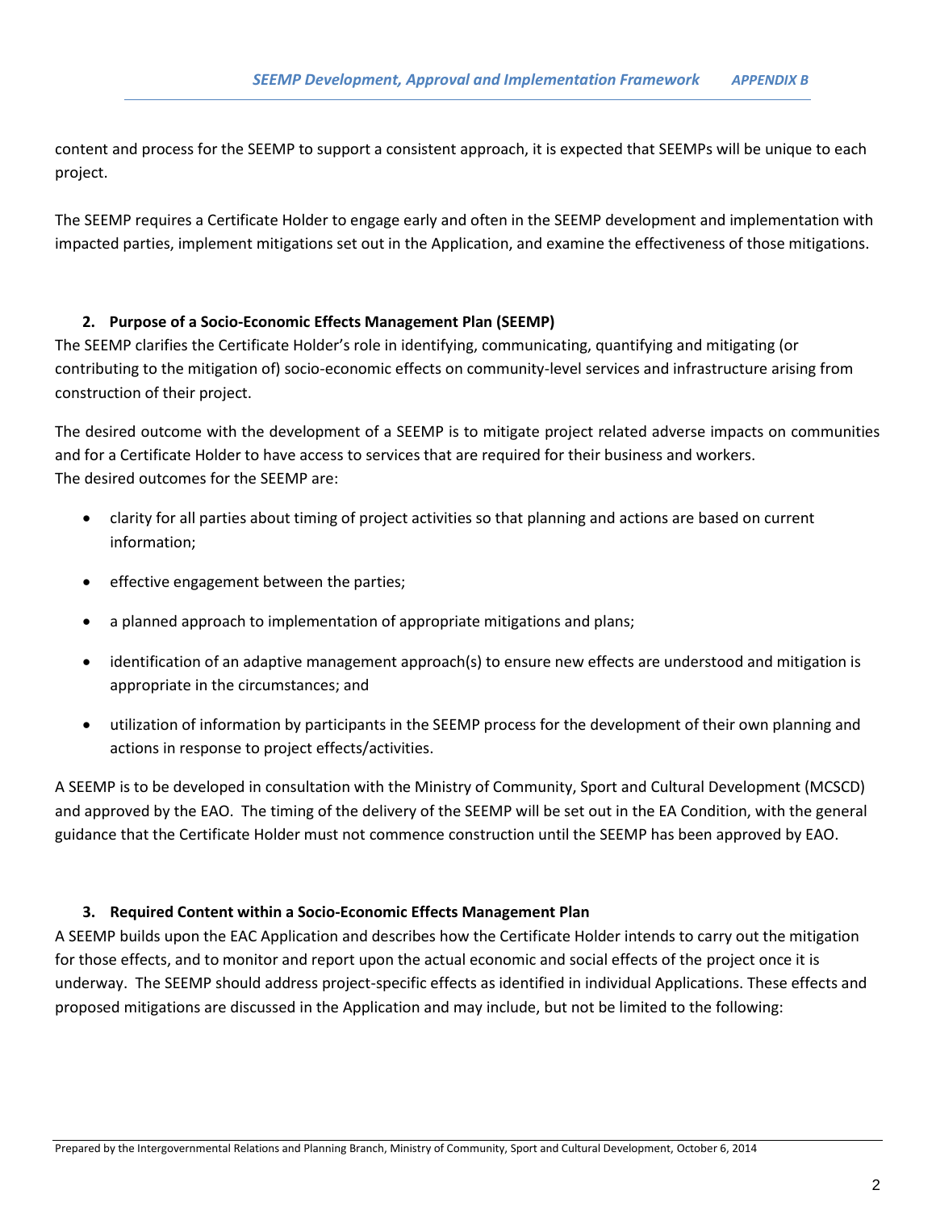content and process for the SEEMP to support a consistent approach, it is expected that SEEMPs will be unique to each project.

The SEEMP requires a Certificate Holder to engage early and often in the SEEMP development and implementation with impacted parties, implement mitigations set out in the Application, and examine the effectiveness of those mitigations.

## 2. Purpose of a Socio-Economic Effects Management Plan (SEEMP)

The SEEMP clarifies the Certificate Holder's role in identifying, communicating, quantifying and mitigating (or contributing to the mitigation of) socio-economic effects on community-level services and infrastructure arising from construction of their project.

The desired outcome with the development of a SEEMP is to mitigate project related adverse impacts on communities and for a Certificate Holder to have access to services that are required for their business and workers.
The desired outcomes for the SEEMP are:

- clarity for all parties about timing of project activities so that planning and actions are based on current information;
- effective engagement between the parties;
- a planned approach to implementation of appropriate mitigations and plans;
- identification of an adaptive management approach(s) to ensure new effects are understood and mitigation is appropriate in the circumstances; and
- utilization of information by participants in the SEEMP process for the development of their own planning and actions in response to project effects/activities.

A SEEMP is to be developed in consultation with the Ministry of Community, Sport and Cultural Development (MCSCD) and approved by the EAO. The timing of the delivery of the SEEMP will be set out in the EA Condition, with the general guidance that the Certificate Holder must not commence construction until the SEEMP has been approved by EAO.

## 3. Required Content within a Socio-Economic Effects Management Plan

A SEEMP builds upon the EAC Application and describes how the Certificate Holder intends to carry out the mitigation for those effects, and to monitor and report upon the actual economic and social effects of the project once it is underway. The SEEMP should address project-specific effects as identified in individual Applications. These effects and proposed mitigations are discussed in the Application and may include, but not be limited to the following: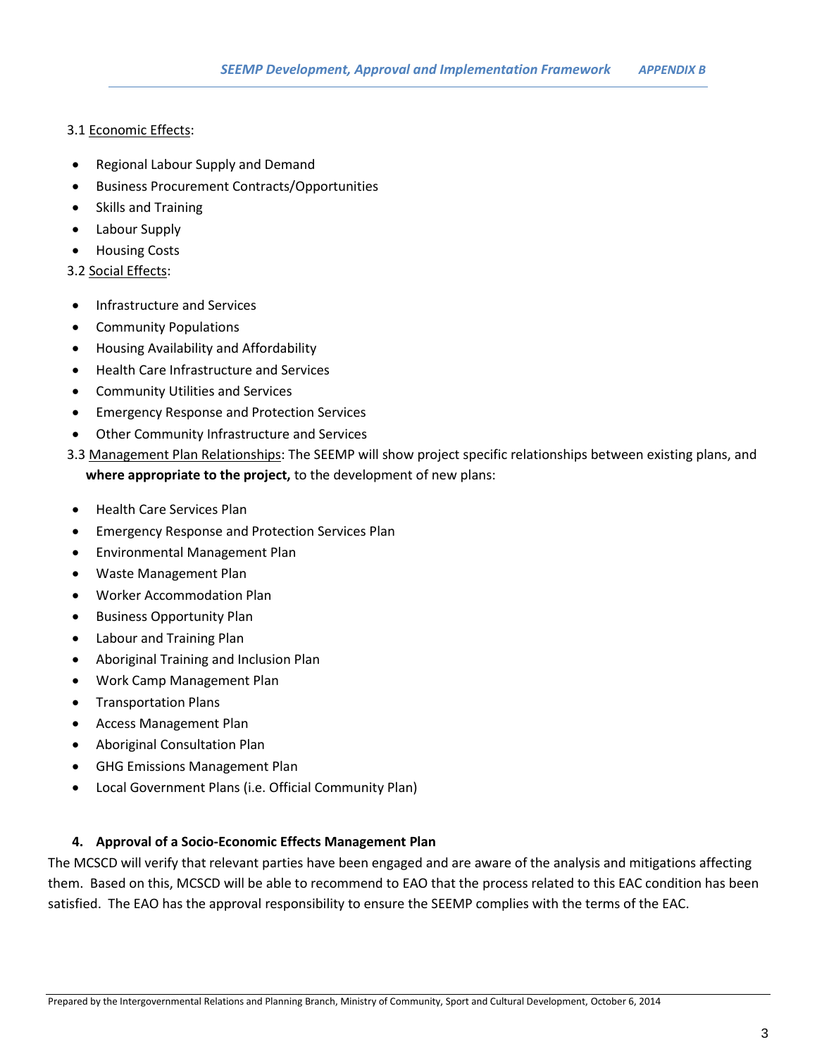3.1 Economic Effects:

- Regional Labour Supply and Demand
- Business Procurement Contracts/Opportunities
- Skills and Training
- Labour Supply
- Housing Costs

3.2 Social Effects:

- Infrastructure and Services
- Community Populations
- Housing Availability and Affordability
- Health Care Infrastructure and Services
- Community Utilities and Services
- Emergency Response and Protection Services
- Other Community Infrastructure and Services

3.3 Management Plan Relationships: The SEEMP will show project specific relationships between existing plans, and **where appropriate to the project,** to the development of new plans:

- Health Care Services Plan
- Emergency Response and Protection Services Plan
- Environmental Management Plan
- Waste Management Plan
- Worker Accommodation Plan
- Business Opportunity Plan
- Labour and Training Plan
- Aboriginal Training and Inclusion Plan
- Work Camp Management Plan
- Transportation Plans
- Access Management Plan
- Aboriginal Consultation Plan
- GHG Emissions Management Plan
- Local Government Plans (i.e. Official Community Plan)

## 4. Approval of a Socio-Economic Effects Management Plan

The MCSCD will verify that relevant parties have been engaged and are aware of the analysis and mitigations affecting them. Based on this, MCSCD will be able to recommend to EAO that the process related to this EAC condition has been satisfied. The EAO has the approval responsibility to ensure the SEEMP complies with the terms of the EAC.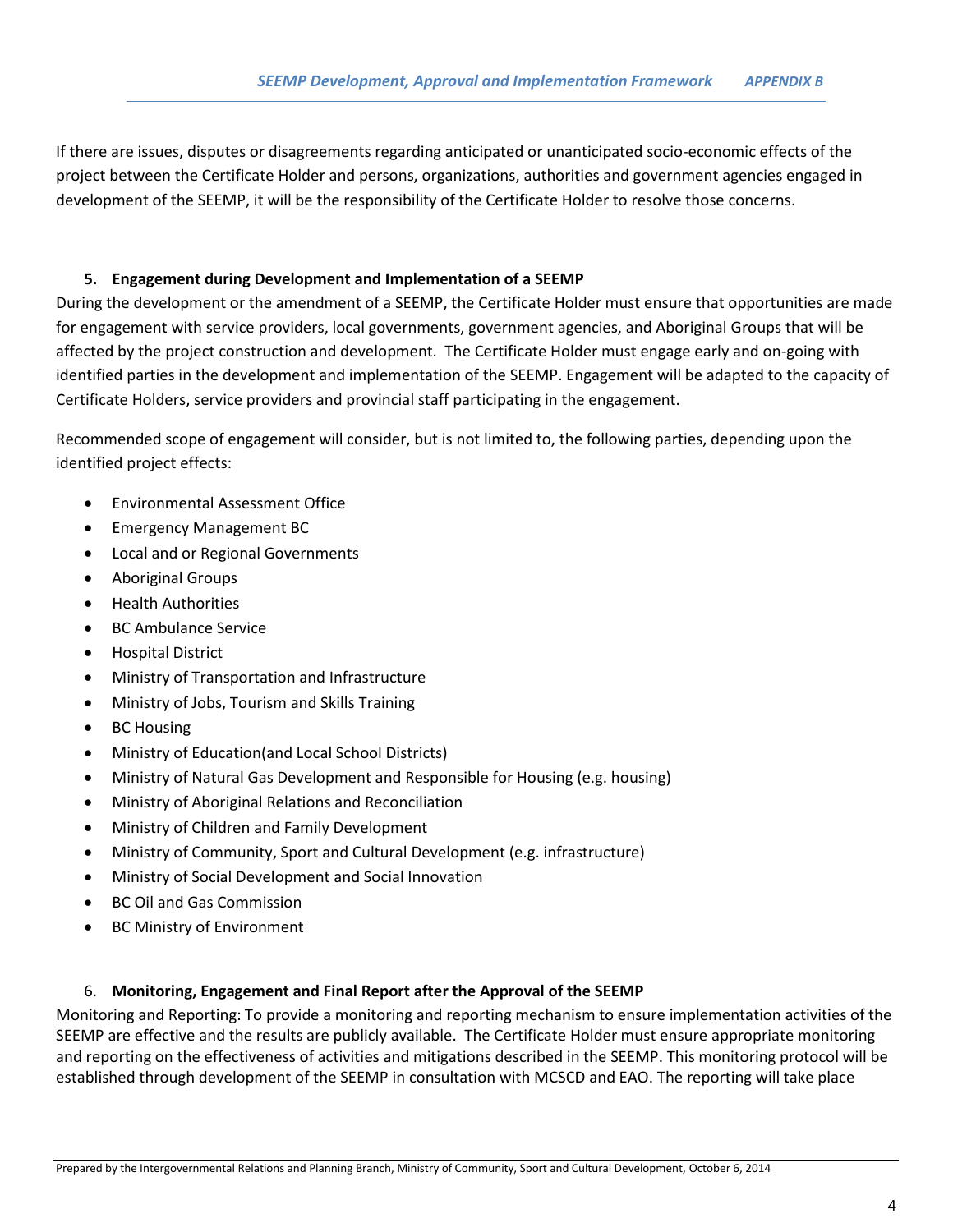If there are issues, disputes or disagreements regarding anticipated or unanticipated socio-economic effects of the project between the Certificate Holder and persons, organizations, authorities and government agencies engaged in development of the SEEMP, it will be the responsibility of the Certificate Holder to resolve those concerns.

### 5. Engagement during Development and Implementation of a SEEMP

During the development or the amendment of a SEEMP, the Certificate Holder must ensure that opportunities are made for engagement with service providers, local governments, government agencies, and Aboriginal Groups that will be affected by the project construction and development. The Certificate Holder must engage early and on-going with identified parties in the development and implementation of the SEEMP. Engagement will be adapted to the capacity of Certificate Holders, service providers and provincial staff participating in the engagement.

Recommended scope of engagement will consider, but is not limited to, the following parties, depending upon the identified project effects:

- Environmental Assessment Office
- Emergency Management BC
- Local and or Regional Governments
- Aboriginal Groups
- Health Authorities
- BC Ambulance Service
- Hospital District
- Ministry of Transportation and Infrastructure
- Ministry of Jobs, Tourism and Skills Training
- BC Housing
- Ministry of Education(and Local School Districts)
- Ministry of Natural Gas Development and Responsible for Housing (e.g. housing)
- Ministry of Aboriginal Relations and Reconciliation
- Ministry of Children and Family Development
- Ministry of Community, Sport and Cultural Development (e.g. infrastructure)
- Ministry of Social Development and Social Innovation
- BC Oil and Gas Commission
- BC Ministry of Environment

### 6. Monitoring, Engagement and Final Report after the Approval of the SEEMP

Monitoring and Reporting: To provide a monitoring and reporting mechanism to ensure implementation activities of the SEEMP are effective and the results are publicly available. The Certificate Holder must ensure appropriate monitoring and reporting on the effectiveness of activities and mitigations described in the SEEMP. This monitoring protocol will be established through development of the SEEMP in consultation with MCSCD and EAO. The reporting will take place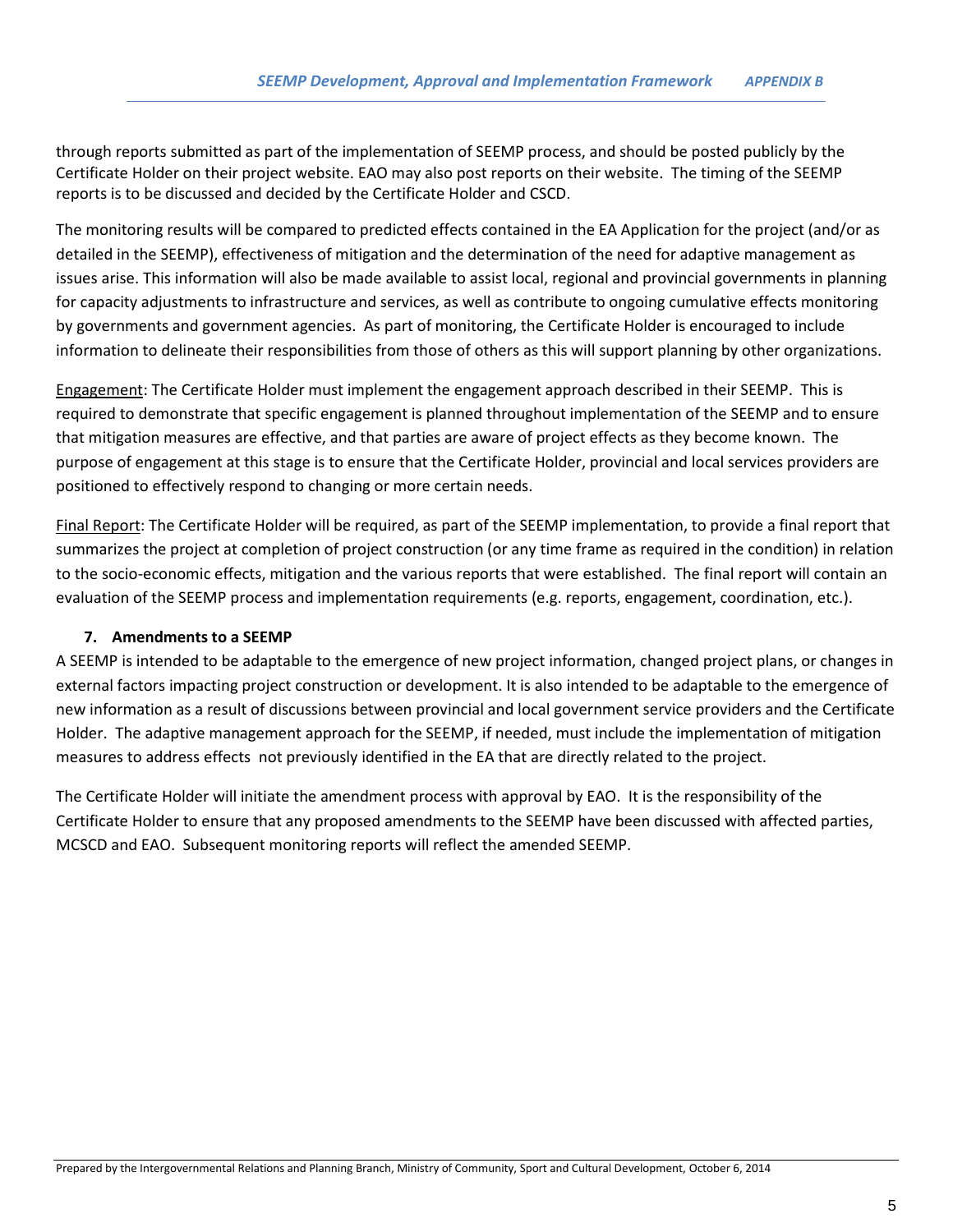through reports submitted as part of the implementation of SEEMP process, and should be posted publicly by the Certificate Holder on their project website. EAO may also post reports on their website. The timing of the SEEMP reports is to be discussed and decided by the Certificate Holder and CSCD.

The monitoring results will be compared to predicted effects contained in the EA Application for the project (and/or as detailed in the SEEMP), effectiveness of mitigation and the determination of the need for adaptive management as issues arise. This information will also be made available to assist local, regional and provincial governments in planning for capacity adjustments to infrastructure and services, as well as contribute to ongoing cumulative effects monitoring by governments and government agencies. As part of monitoring, the Certificate Holder is encouraged to include information to delineate their responsibilities from those of others as this will support planning by other organizations.

<u>Engagement</u>: The Certificate Holder must implement the engagement approach described in their SEEMP. This is required to demonstrate that specific engagement is planned throughout implementation of the SEEMP and to ensure that mitigation measures are effective, and that parties are aware of project effects as they become known. The purpose of engagement at this stage is to ensure that the Certificate Holder, provincial and local services providers are positioned to effectively respond to changing or more certain needs.

<u>Final Report</u>: The Certificate Holder will be required, as part of the SEEMP implementation, to provide a final report that summarizes the project at completion of project construction (or any time frame as required in the condition) in relation to the socio-economic effects, mitigation and the various reports that were established. The final report will contain an evaluation of the SEEMP process and implementation requirements (e.g. reports, engagement, coordination, etc.).

### 7. Amendments to a SEEMP

A SEEMP is intended to be adaptable to the emergence of new project information, changed project plans, or changes in external factors impacting project construction or development. It is also intended to be adaptable to the emergence of new information as a result of discussions between provincial and local government service providers and the Certificate Holder. The adaptive management approach for the SEEMP, if needed, must include the implementation of mitigation measures to address effects not previously identified in the EA that are directly related to the project.

The Certificate Holder will initiate the amendment process with approval by EAO. It is the responsibility of the Certificate Holder to ensure that any proposed amendments to the SEEMP have been discussed with affected parties, MCSCD and EAO. Subsequent monitoring reports will reflect the amended SEEMP.